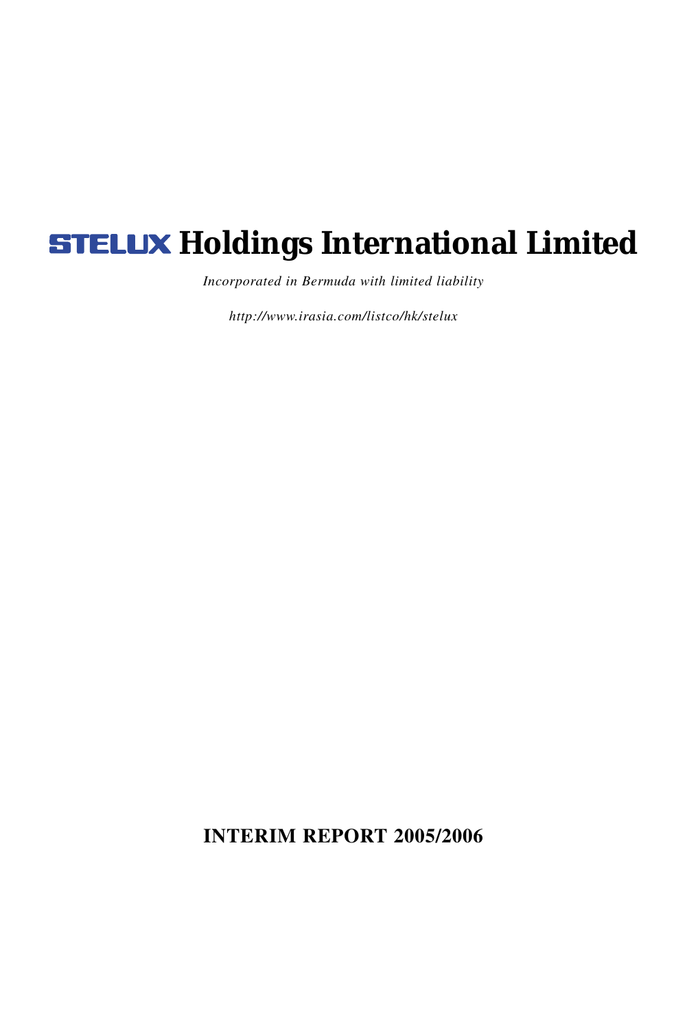# STELUX Holdings International Limited

*Incorporated in Bermuda with limited liability*

*http://www.irasia.com/listco/hk/stelux*

**INTERIM REPORT 2005/2006**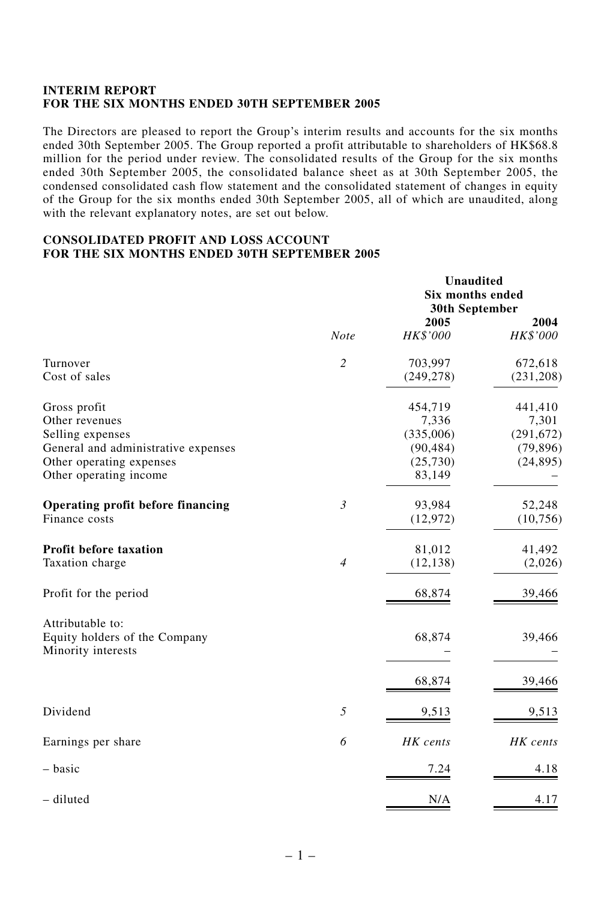**INTERIM REPORT**
**FOR THE SIX MONTHS ENDED 30TH SEPTEMBER 2005**

The Directors are pleased to report the Group's interim results and accounts for the six months ended 30th September 2005. The Group reported a profit attributable to shareholders of HK$68.8 million for the period under review. The consolidated results of the Group for the six months ended 30th September 2005, the consolidated balance sheet as at 30th September 2005, the condensed consolidated cash flow statement and the consolidated statement of changes in equity of the Group for the six months ended 30th September 2005, all of which are unaudited, along with the relevant explanatory notes, are set out below.

**CONSOLIDATED PROFIT AND LOSS ACCOUNT**
**FOR THE SIX MONTHS ENDED 30TH SEPTEMBER 2005**

| | | Unaudited Six months ended 30th September | |
|---|---|---|---|
| | | **2005** | **2004** |
| | *Note* | *HK$'000* | *HK$'000* |
| Turnover | *2* | 703,997 | 672,618 |
| Cost of sales | | (249,278) | (231,208) |
| Gross profit | | 454,719 | 441,410 |
| Other revenues | | 7,336 | 7,301 |
| Selling expenses | | (335,006) | (291,672) |
| General and administrative expenses | | (90,484) | (79,896) |
| Other operating expenses | | (25,730) | (24,895) |
| Other operating income | | 83,149 | – |
| **Operating profit before financing** | *3* | 93,984 | 52,248 |
| Finance costs | | (12,972) | (10,756) |
| **Profit before taxation** | | 81,012 | 41,492 |
| Taxation charge | *4* | (12,138) | (2,026) |
| Profit for the period | | 68,874 | 39,466 |
| Attributable to: | | | |
| Equity holders of the Company | | 68,874 | 39,466 |
| Minority interests | | – | – |
| | | 68,874 | 39,466 |
| Dividend | *5* | 9,513 | 9,513 |
| Earnings per share | *6* | *HK cents* | *HK cents* |
| – basic | | 7.24 | 4.18 |
| – diluted | | N/A | 4.17 |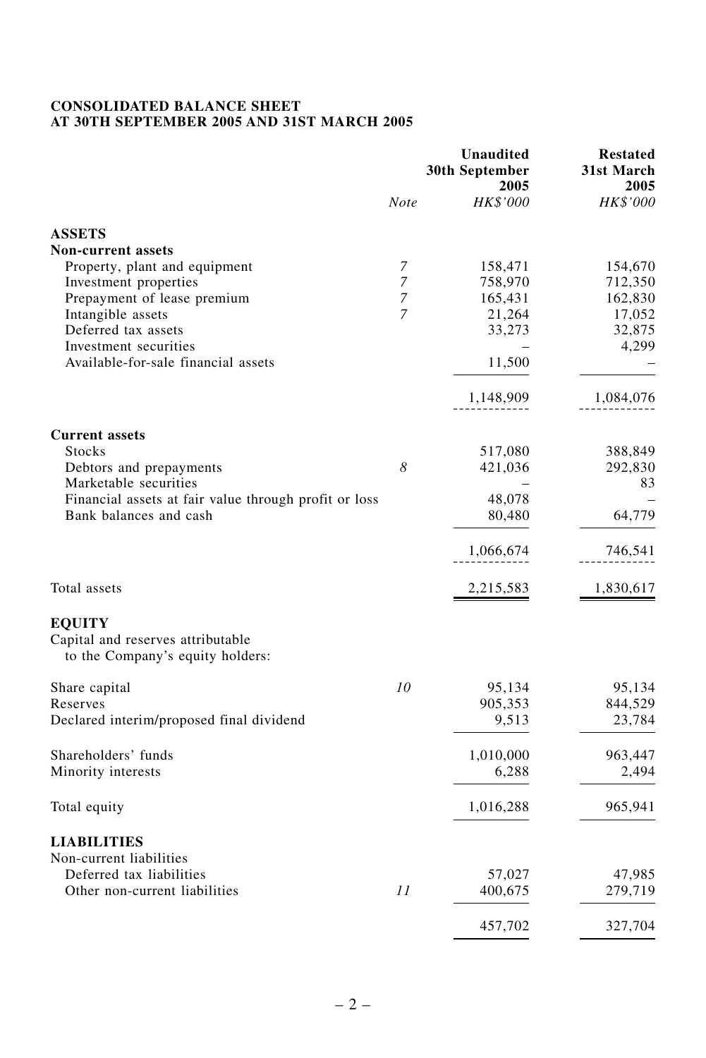**CONSOLIDATED BALANCE SHEET**
**AT 30TH SEPTEMBER 2005 AND 31ST MARCH 2005**

| | Note | Unaudited 30th September 2005 HK$'000 | Restated 31st March 2005 HK$'000 |
|---|---|---|---|
| **ASSETS** | | | |
| **Non-current assets** | | | |
| Property, plant and equipment | 7 | 158,471 | 154,670 |
| Investment properties | 7 | 758,970 | 712,350 |
| Prepayment of lease premium | 7 | 165,431 | 162,830 |
| Intangible assets | 7 | 21,264 | 17,052 |
| Deferred tax assets | | 33,273 | 32,875 |
| Investment securities | | – | 4,299 |
| Available-for-sale financial assets | | 11,500 | – |
| | | 1,148,909 | 1,084,076 |
| **Current assets** | | | |
| Stocks | | 517,080 | 388,849 |
| Debtors and prepayments | 8 | 421,036 | 292,830 |
| Marketable securities | | – | 83 |
| Financial assets at fair value through profit or loss | | 48,078 | – |
| Bank balances and cash | | 80,480 | 64,779 |
| | | 1,066,674 | 746,541 |
| Total assets | | 2,215,583 | 1,830,617 |
| **EQUITY** | | | |
| Capital and reserves attributable to the Company's equity holders: | | | |
| Share capital | 10 | 95,134 | 95,134 |
| Reserves | | 905,353 | 844,529 |
| Declared interim/proposed final dividend | | 9,513 | 23,784 |
| Shareholders' funds | | 1,010,000 | 963,447 |
| Minority interests | | 6,288 | 2,494 |
| Total equity | | 1,016,288 | 965,941 |
| **LIABILITIES** | | | |
| Non-current liabilities | | | |
| Deferred tax liabilities | | 57,027 | 47,985 |
| Other non-current liabilities | 11 | 400,675 | 279,719 |
| | | 457,702 | 327,704 |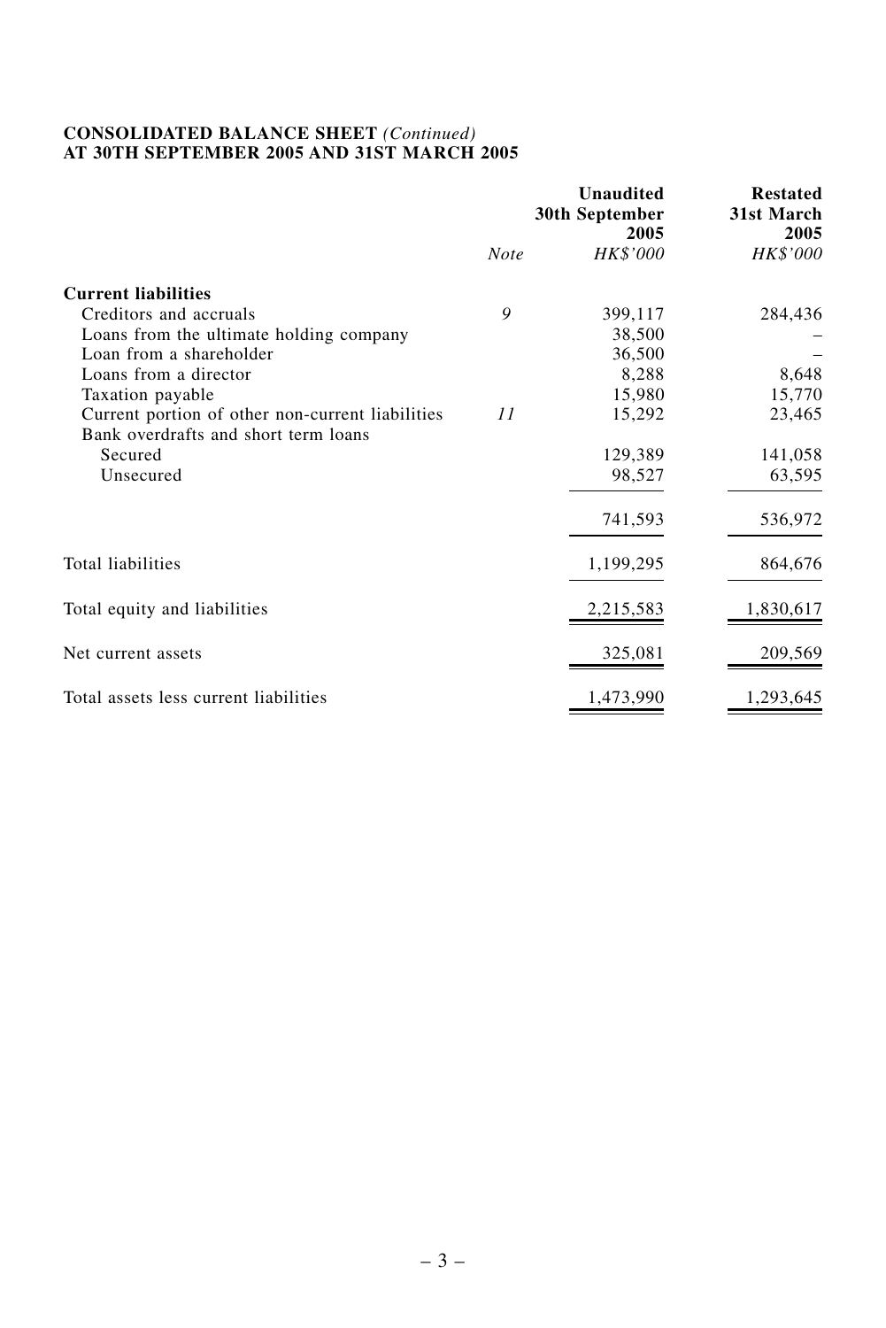**CONSOLIDATED BALANCE SHEET** *(Continued)*
**AT 30TH SEPTEMBER 2005 AND 31ST MARCH 2005**

| | Note | Unaudited 30th September 2005 HK$'000 | Restated 31st March 2005 HK$'000 |
|---|---|---|---|
| **Current liabilities** | | | |
| Creditors and accruals | 9 | 399,117 | 284,436 |
| Loans from the ultimate holding company | | 38,500 | – |
| Loan from a shareholder | | 36,500 | – |
| Loans from a director | | 8,288 | 8,648 |
| Taxation payable | | 15,980 | 15,770 |
| Current portion of other non-current liabilities | 11 | 15,292 | 23,465 |
| Bank overdrafts and short term loans | | | |
| Secured | | 129,389 | 141,058 |
| Unsecured | | 98,527 | 63,595 |
| | | 741,593 | 536,972 |
| Total liabilities | | 1,199,295 | 864,676 |
| Total equity and liabilities | | 2,215,583 | 1,830,617 |
| Net current assets | | 325,081 | 209,569 |
| Total assets less current liabilities | | 1,473,990 | 1,293,645 |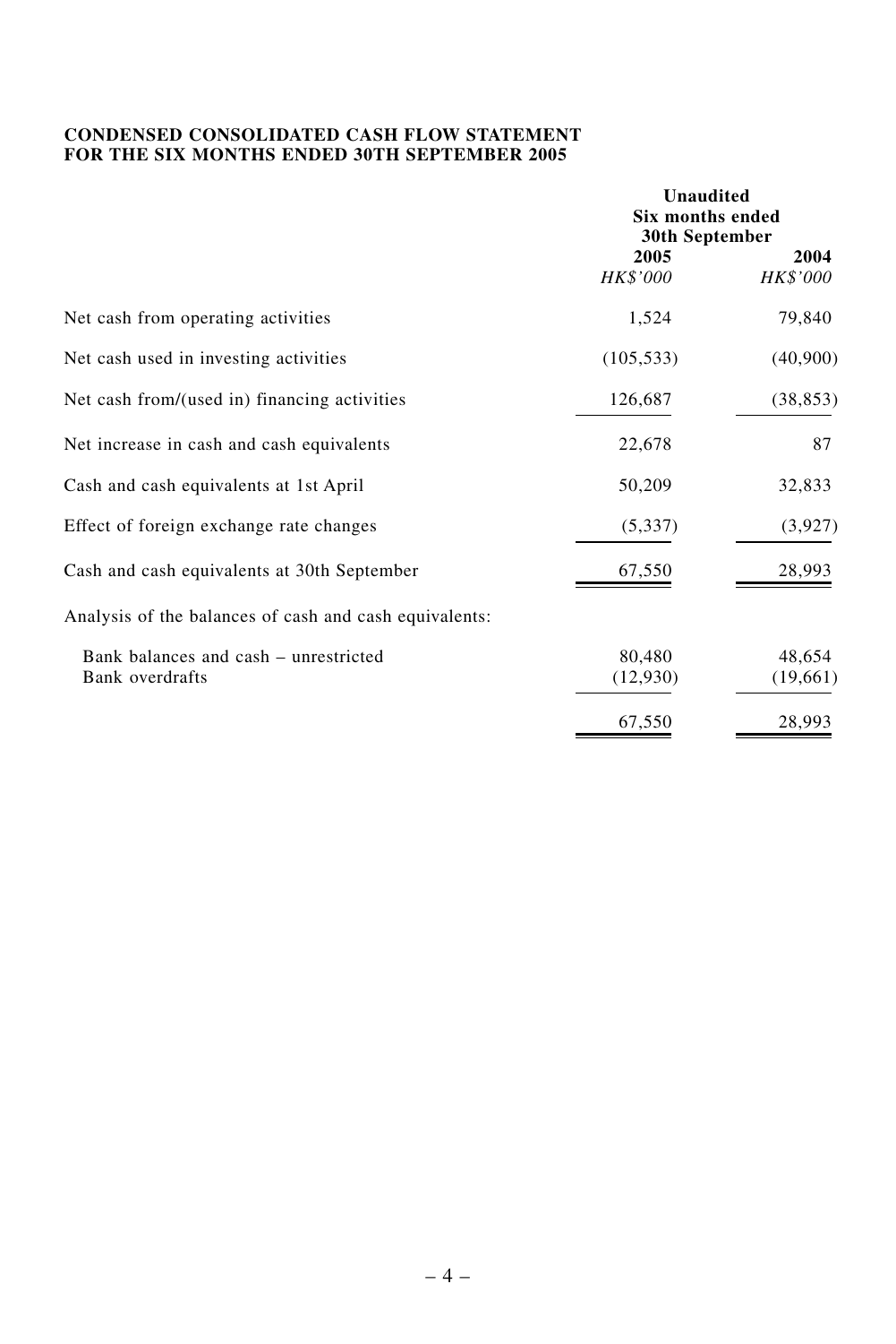**CONDENSED CONSOLIDATED CASH FLOW STATEMENT**
**FOR THE SIX MONTHS ENDED 30TH SEPTEMBER 2005**

| | Unaudited Six months ended 30th September | |
|---|---|---|
| | **2005** | **2004** |
| | *HK$'000* | *HK$'000* |
| Net cash from operating activities | 1,524 | 79,840 |
| Net cash used in investing activities | (105,533) | (40,900) |
| Net cash from/(used in) financing activities | 126,687 | (38,853) |
| Net increase in cash and cash equivalents | 22,678 | 87 |
| Cash and cash equivalents at 1st April | 50,209 | 32,833 |
| Effect of foreign exchange rate changes | (5,337) | (3,927) |
| Cash and cash equivalents at 30th September | 67,550 | 28,993 |
| Analysis of the balances of cash and cash equivalents: | | |
| Bank balances and cash – unrestricted | 80,480 | 48,654 |
| Bank overdrafts | (12,930) | (19,661) |
| | 67,550 | 28,993 |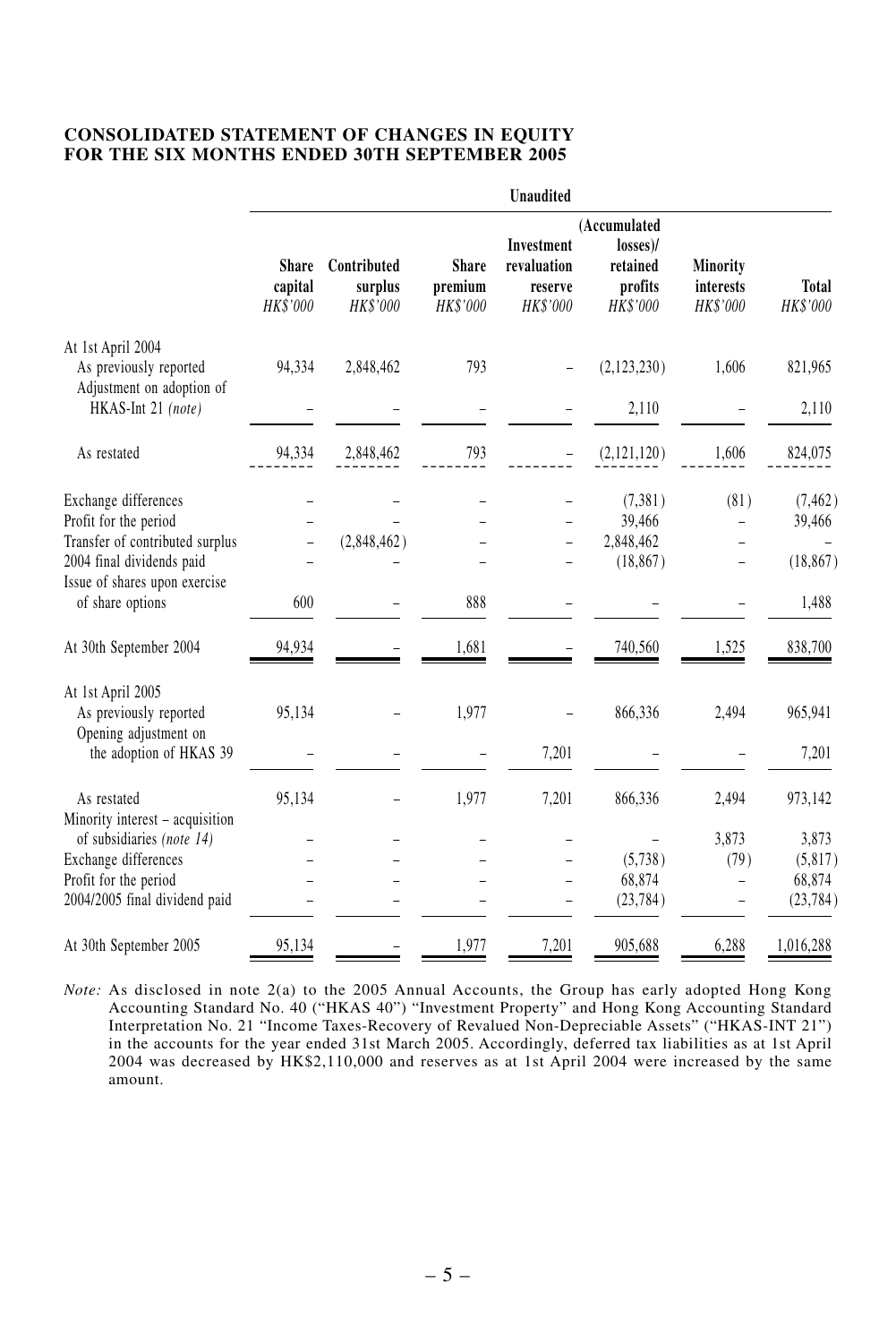**CONSOLIDATED STATEMENT OF CHANGES IN EQUITY FOR THE SIX MONTHS ENDED 30TH SEPTEMBER 2005**

| | Unaudited | | | | | | |
|---|---|---|---|---|---|---|---|
| | **Share capital** *HK$'000* | **Contributed surplus** *HK$'000* | **Share premium** *HK$'000* | **Investment revaluation reserve** *HK$'000* | **(Accumulated losses)/ retained profits** *HK$'000* | **Minority interests** *HK$'000* | **Total** *HK$'000* |
| At 1st April 2004 | | | | | | | |
| As previously reported | 94,334 | 2,848,462 | 793 | – | (2,123,230) | 1,606 | 821,965 |
| Adjustment on adoption of HKAS-Int 21 *(note)* | – | – | – | – | 2,110 | – | 2,110 |
| As restated | 94,334 | 2,848,462 | 793 | – | (2,121,120) | 1,606 | 824,075 |
| Exchange differences | – | – | – | – | (7,381) | (81) | (7,462) |
| Profit for the period | – | – | – | – | 39,466 | – | 39,466 |
| Transfer of contributed surplus | – | (2,848,462) | – | – | 2,848,462 | – | – |
| 2004 final dividends paid | – | – | – | – | (18,867) | – | (18,867) |
| Issue of shares upon exercise of share options | 600 | – | 888 | – | – | – | 1,488 |
| At 30th September 2004 | 94,934 | – | 1,681 | – | 740,560 | 1,525 | 838,700 |
| At 1st April 2005 | | | | | | | |
| As previously reported | 95,134 | – | 1,977 | – | 866,336 | 2,494 | 965,941 |
| Opening adjustment on the adoption of HKAS 39 | – | – | – | 7,201 | – | – | 7,201 |
| As restated | 95,134 | – | 1,977 | 7,201 | 866,336 | 2,494 | 973,142 |
| Minority interest – acquisition of subsidiaries *(note 14)* | – | – | – | – | – | 3,873 | 3,873 |
| Exchange differences | – | – | – | – | (5,738) | (79) | (5,817) |
| Profit for the period | – | – | – | – | 68,874 | – | 68,874 |
| 2004/2005 final dividend paid | – | – | – | – | (23,784) | – | (23,784) |
| At 30th September 2005 | 95,134 | – | 1,977 | 7,201 | 905,688 | 6,288 | 1,016,288 |

*Note:* As disclosed in note 2(a) to the 2005 Annual Accounts, the Group has early adopted Hong Kong Accounting Standard No. 40 ("HKAS 40") "Investment Property" and Hong Kong Accounting Standard Interpretation No. 21 "Income Taxes-Recovery of Revalued Non-Depreciable Assets" ("HKAS-INT 21") in the accounts for the year ended 31st March 2005. Accordingly, deferred tax liabilities as at 1st April 2004 was decreased by HK$2,110,000 and reserves as at 1st April 2004 were increased by the same amount.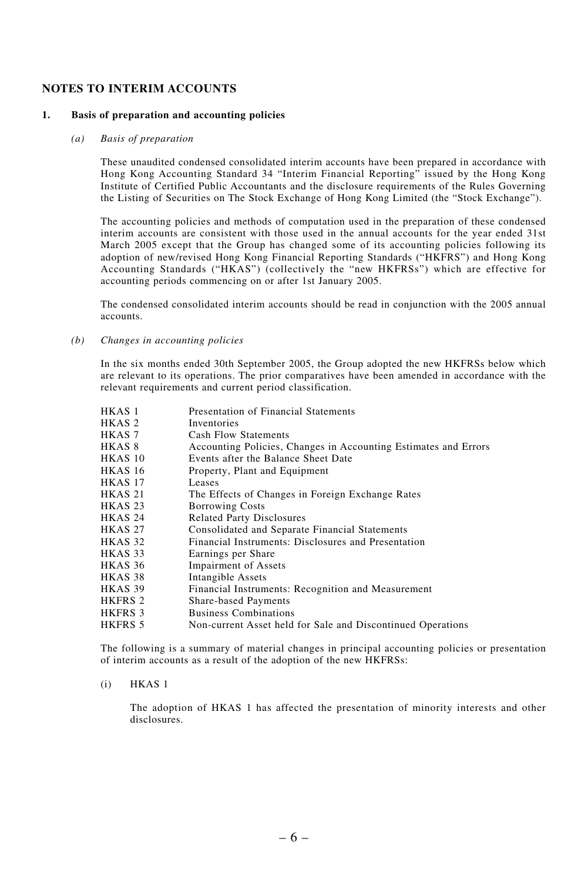## NOTES TO INTERIM ACCOUNTS

### 1. Basis of preparation and accounting policies

*(a) Basis of preparation*

These unaudited condensed consolidated interim accounts have been prepared in accordance with Hong Kong Accounting Standard 34 "Interim Financial Reporting" issued by the Hong Kong Institute of Certified Public Accountants and the disclosure requirements of the Rules Governing the Listing of Securities on The Stock Exchange of Hong Kong Limited (the "Stock Exchange").

The accounting policies and methods of computation used in the preparation of these condensed interim accounts are consistent with those used in the annual accounts for the year ended 31st March 2005 except that the Group has changed some of its accounting policies following its adoption of new/revised Hong Kong Financial Reporting Standards ("HKFRS") and Hong Kong Accounting Standards ("HKAS") (collectively the "new HKFRSs") which are effective for accounting periods commencing on or after 1st January 2005.

The condensed consolidated interim accounts should be read in conjunction with the 2005 annual accounts.

*(b) Changes in accounting policies*

In the six months ended 30th September 2005, the Group adopted the new HKFRSs below which are relevant to its operations. The prior comparatives have been amended in accordance with the relevant requirements and current period classification.

| | |
|---|---|
| HKAS 1 | Presentation of Financial Statements |
| HKAS 2 | Inventories |
| HKAS 7 | Cash Flow Statements |
| HKAS 8 | Accounting Policies, Changes in Accounting Estimates and Errors |
| HKAS 10 | Events after the Balance Sheet Date |
| HKAS 16 | Property, Plant and Equipment |
| HKAS 17 | Leases |
| HKAS 21 | The Effects of Changes in Foreign Exchange Rates |
| HKAS 23 | Borrowing Costs |
| HKAS 24 | Related Party Disclosures |
| HKAS 27 | Consolidated and Separate Financial Statements |
| HKAS 32 | Financial Instruments: Disclosures and Presentation |
| HKAS 33 | Earnings per Share |
| HKAS 36 | Impairment of Assets |
| HKAS 38 | Intangible Assets |
| HKAS 39 | Financial Instruments: Recognition and Measurement |
| HKFRS 2 | Share-based Payments |
| HKFRS 3 | Business Combinations |
| HKFRS 5 | Non-current Asset held for Sale and Discontinued Operations |

The following is a summary of material changes in principal accounting policies or presentation of interim accounts as a result of the adoption of the new HKFRSs:

(i) HKAS 1

The adoption of HKAS 1 has affected the presentation of minority interests and other disclosures.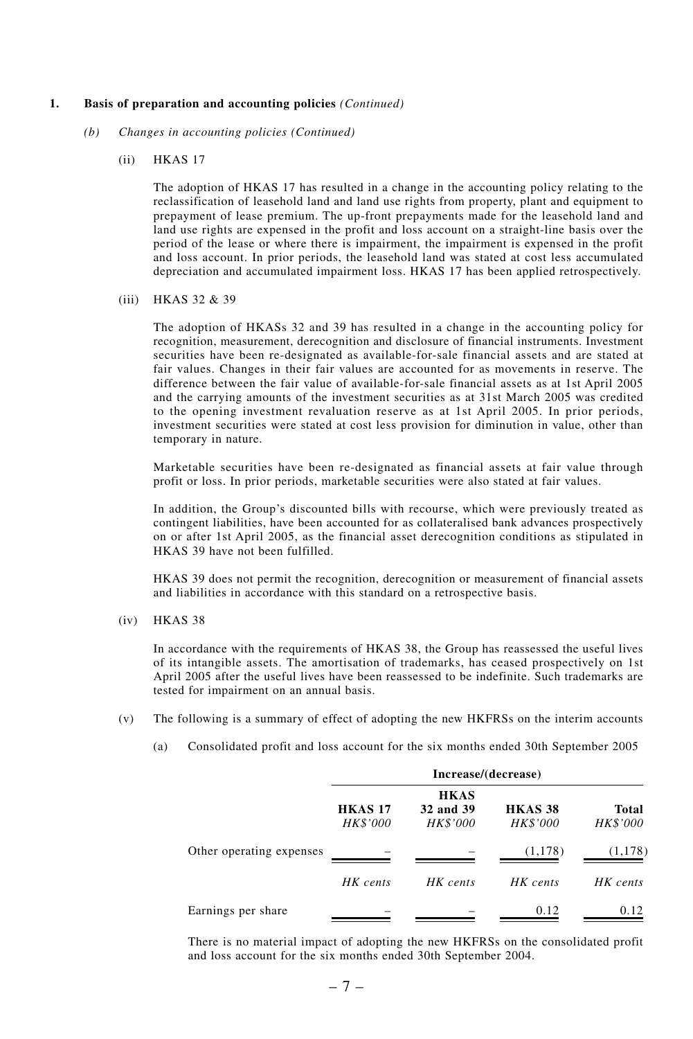**1. Basis of preparation and accounting policies** *(Continued)*

*(b) Changes in accounting policies (Continued)*

(ii) HKAS 17

The adoption of HKAS 17 has resulted in a change in the accounting policy relating to the reclassification of leasehold land and land use rights from property, plant and equipment to prepayment of lease premium. The up-front prepayments made for the leasehold land and land use rights are expensed in the profit and loss account on a straight-line basis over the period of the lease or where there is impairment, the impairment is expensed in the profit and loss account. In prior periods, the leasehold land was stated at cost less accumulated depreciation and accumulated impairment loss. HKAS 17 has been applied retrospectively.

(iii) HKAS 32 & 39

The adoption of HKASs 32 and 39 has resulted in a change in the accounting policy for recognition, measurement, derecognition and disclosure of financial instruments. Investment securities have been re-designated as available-for-sale financial assets and are stated at fair values. Changes in their fair values are accounted for as movements in reserve. The difference between the fair value of available-for-sale financial assets as at 1st April 2005 and the carrying amounts of the investment securities as at 31st March 2005 was credited to the opening investment revaluation reserve as at 1st April 2005. In prior periods, investment securities were stated at cost less provision for diminution in value, other than temporary in nature.

Marketable securities have been re-designated as financial assets at fair value through profit or loss. In prior periods, marketable securities were also stated at fair values.

In addition, the Group's discounted bills with recourse, which were previously treated as contingent liabilities, have been accounted for as collateralised bank advances prospectively on or after 1st April 2005, as the financial asset derecognition conditions as stipulated in HKAS 39 have not been fulfilled.

HKAS 39 does not permit the recognition, derecognition or measurement of financial assets and liabilities in accordance with this standard on a retrospective basis.

(iv) HKAS 38

In accordance with the requirements of HKAS 38, the Group has reassessed the useful lives of its intangible assets. The amortisation of trademarks, has ceased prospectively on 1st April 2005 after the useful lives have been reassessed to be indefinite. Such trademarks are tested for impairment on an annual basis.

(v) The following is a summary of effect of adopting the new HKFRSs on the interim accounts

(a) Consolidated profit and loss account for the six months ended 30th September 2005

| | Increase/(decrease) | | | |
|---|---|---|---|---|
| | **HKAS 17** *HK$'000* | **HKAS 32 and 39** *HK$'000* | **HKAS 38** *HK$'000* | **Total** *HK$'000* |
| Other operating expenses | – | – | (1,178) | (1,178) |
| | *HK cents* | *HK cents* | *HK cents* | *HK cents* |
| Earnings per share | – | – | 0.12 | 0.12 |

There is no material impact of adopting the new HKFRSs on the consolidated profit and loss account for the six months ended 30th September 2004.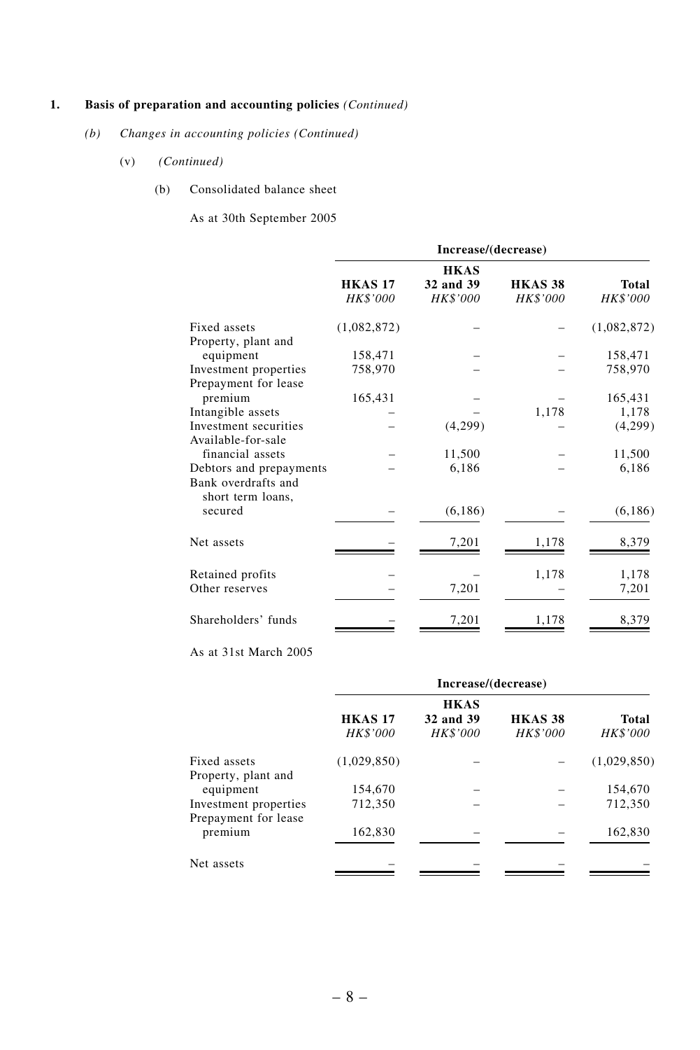**1. Basis of preparation and accounting policies** *(Continued)*

*(b) Changes in accounting policies (Continued)*

(v) *(Continued)*

(b) Consolidated balance sheet

As at 30th September 2005

| | Increase/(decrease) | | | |
|---|---|---|---|---|
| | **HKAS 17** *HK$'000* | **HKAS 32 and 39** *HK$'000* | **HKAS 38** *HK$'000* | **Total** *HK$'000* |
| Fixed assets | (1,082,872) | – | – | (1,082,872) |
| Property, plant and equipment | 158,471 | – | – | 158,471 |
| Investment properties | 758,970 | – | – | 758,970 |
| Prepayment for lease premium | 165,431 | – | – | 165,431 |
| Intangible assets | – | – | 1,178 | 1,178 |
| Investment securities | – | (4,299) | – | (4,299) |
| Available-for-sale financial assets | – | 11,500 | – | 11,500 |
| Debtors and prepayments | – | 6,186 | – | 6,186 |
| Bank overdrafts and short term loans, secured | – | (6,186) | – | (6,186) |
| Net assets | – | 7,201 | 1,178 | 8,379 |
| Retained profits | – | – | 1,178 | 1,178 |
| Other reserves | – | 7,201 | – | 7,201 |
| Shareholders' funds | – | 7,201 | 1,178 | 8,379 |

As at 31st March 2005

| | Increase/(decrease) | | | |
|---|---|---|---|---|
| | **HKAS 17** *HK$'000* | **HKAS 32 and 39** *HK$'000* | **HKAS 38** *HK$'000* | **Total** *HK$'000* |
| Fixed assets | (1,029,850) | – | – | (1,029,850) |
| Property, plant and equipment | 154,670 | – | – | 154,670 |
| Investment properties | 712,350 | – | – | 712,350 |
| Prepayment for lease premium | 162,830 | – | – | 162,830 |
| Net assets | – | – | – | – |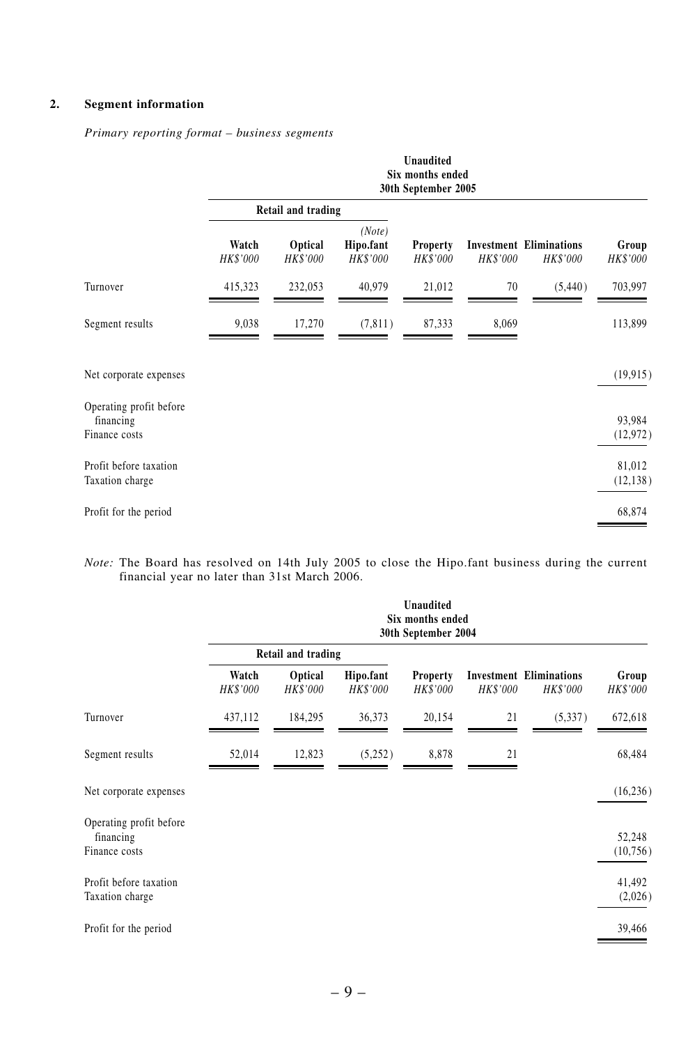## 2. Segment information

*Primary reporting format – business segments*

| | Unaudited Six months ended 30th September 2005 | | | | | | |
|---|---|---|---|---|---|---|---|
| | Retail and trading | | | | | | |
| | Watch | Optical | *(Note)* Hipo.fant | Property | Investment | Eliminations | Group |
| | *HK$'000* | *HK$'000* | *HK$'000* | *HK$'000* | *HK$'000* | *HK$'000* | *HK$'000* |
| Turnover | 415,323 | 232,053 | 40,979 | 21,012 | 70 | (5,440) | 703,997 |
| Segment results | 9,038 | 17,270 | (7,811) | 87,333 | 8,069 | | 113,899 |
| Net corporate expenses | | | | | | | (19,915) |
| Operating profit before financing | | | | | | | 93,984 |
| Finance costs | | | | | | | (12,972) |
| Profit before taxation | | | | | | | 81,012 |
| Taxation charge | | | | | | | (12,138) |
| Profit for the period | | | | | | | 68,874 |

*Note:* The Board has resolved on 14th July 2005 to close the Hipo.fant business during the current financial year no later than 31st March 2006.

| | Unaudited Six months ended 30th September 2004 | | | | | | |
|---|---|---|---|---|---|---|---|
| | Retail and trading | | | | | | |
| | Watch | Optical | Hipo.fant | Property | Investment | Eliminations | Group |
| | *HK$'000* | *HK$'000* | *HK$'000* | *HK$'000* | *HK$'000* | *HK$'000* | *HK$'000* |
| Turnover | 437,112 | 184,295 | 36,373 | 20,154 | 21 | (5,337) | 672,618 |
| Segment results | 52,014 | 12,823 | (5,252) | 8,878 | 21 | | 68,484 |
| Net corporate expenses | | | | | | | (16,236) |
| Operating profit before financing | | | | | | | 52,248 |
| Finance costs | | | | | | | (10,756) |
| Profit before taxation | | | | | | | 41,492 |
| Taxation charge | | | | | | | (2,026) |
| Profit for the period | | | | | | | 39,466 |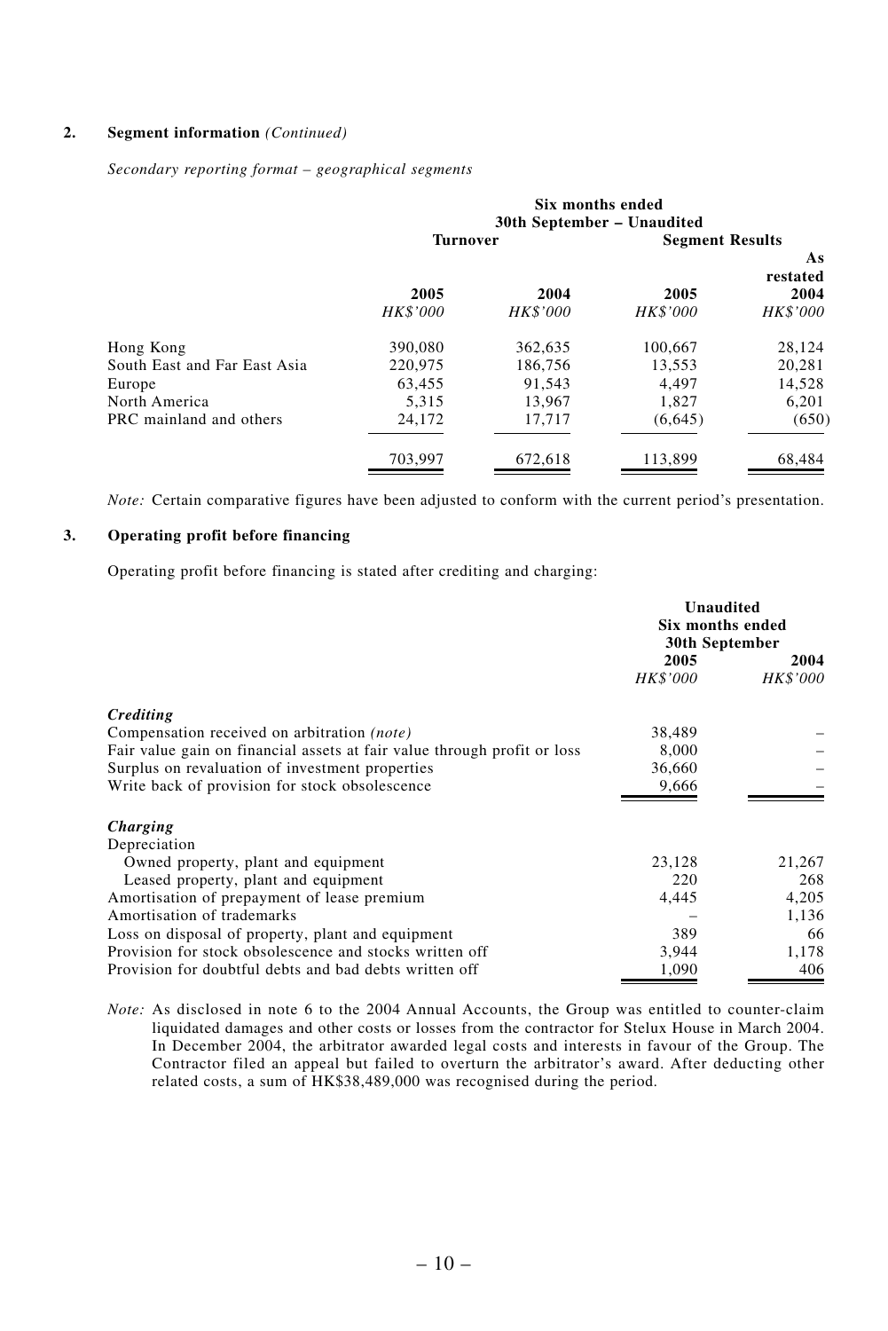**2. Segment information** *(Continued)*

*Secondary reporting format – geographical segments*

| | Six months ended 30th September – Unaudited | | | |
|---|---|---|---|---|
| | Turnover | | Segment Results | |
| | 2005 | 2004 | 2005 | As restated 2004 |
| | *HK$'000* | *HK$'000* | *HK$'000* | *HK$'000* |
| Hong Kong | 390,080 | 362,635 | 100,667 | 28,124 |
| South East and Far East Asia | 220,975 | 186,756 | 13,553 | 20,281 |
| Europe | 63,455 | 91,543 | 4,497 | 14,528 |
| North America | 5,315 | 13,967 | 1,827 | 6,201 |
| PRC mainland and others | 24,172 | 17,717 | (6,645) | (650) |
| | 703,997 | 672,618 | 113,899 | 68,484 |

*Note:* Certain comparative figures have been adjusted to conform with the current period's presentation.

**3. Operating profit before financing**

Operating profit before financing is stated after crediting and charging:

| | Unaudited Six months ended 30th September | |
|---|---|---|
| | 2005 | 2004 |
| | *HK$'000* | *HK$'000* |
| ***Crediting*** | | |
| Compensation received on arbitration *(note)* | 38,489 | – |
| Fair value gain on financial assets at fair value through profit or loss | 8,000 | – |
| Surplus on revaluation of investment properties | 36,660 | – |
| Write back of provision for stock obsolescence | 9,666 | – |
| ***Charging*** | | |
| Depreciation | | |
| Owned property, plant and equipment | 23,128 | 21,267 |
| Leased property, plant and equipment | 220 | 268 |
| Amortisation of prepayment of lease premium | 4,445 | 4,205 |
| Amortisation of trademarks | – | 1,136 |
| Loss on disposal of property, plant and equipment | 389 | 66 |
| Provision for stock obsolescence and stocks written off | 3,944 | 1,178 |
| Provision for doubtful debts and bad debts written off | 1,090 | 406 |

*Note:* As disclosed in note 6 to the 2004 Annual Accounts, the Group was entitled to counter-claim liquidated damages and other costs or losses from the contractor for Stelux House in March 2004. In December 2004, the arbitrator awarded legal costs and interests in favour of the Group. The Contractor filed an appeal but failed to overturn the arbitrator's award. After deducting other related costs, a sum of HK$38,489,000 was recognised during the period.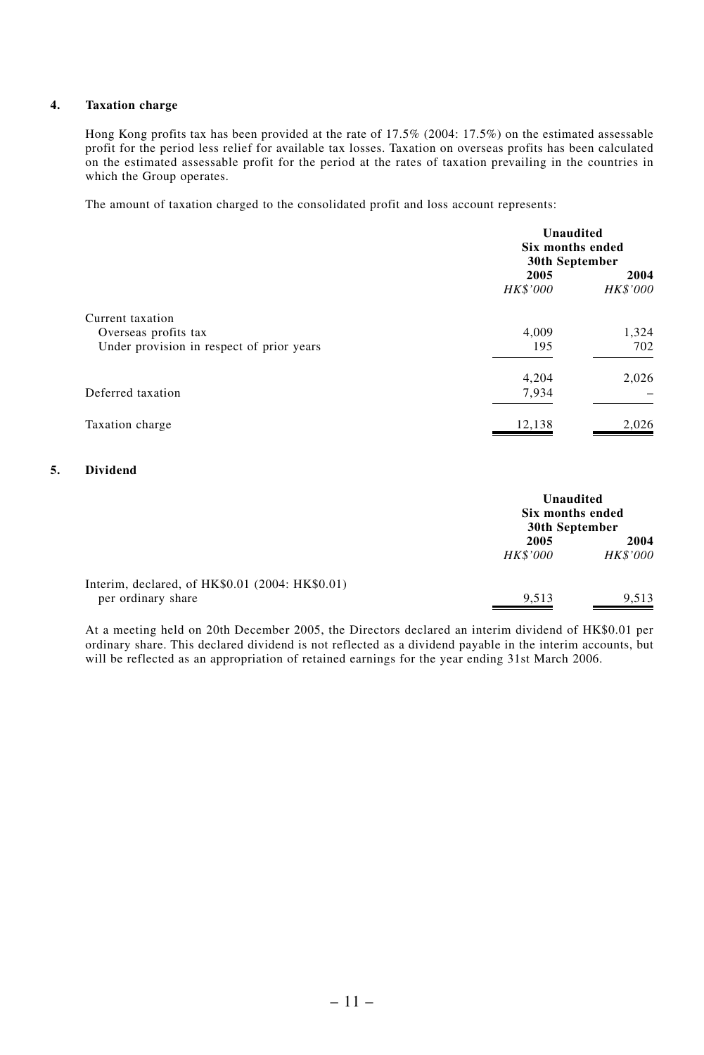## 4. Taxation charge

Hong Kong profits tax has been provided at the rate of 17.5% (2004: 17.5%) on the estimated assessable profit for the period less relief for available tax losses. Taxation on overseas profits has been calculated on the estimated assessable profit for the period at the rates of taxation prevailing in the countries in which the Group operates.

The amount of taxation charged to the consolidated profit and loss account represents:

| | Unaudited Six months ended 30th September | |
|---|---|---|
| | **2005** | **2004** |
| | *HK$'000* | *HK$'000* |
| Current taxation | | |
| Overseas profits tax | 4,009 | 1,324 |
| Under provision in respect of prior years | 195 | 702 |
| | 4,204 | 2,026 |
| Deferred taxation | 7,934 | – |
| Taxation charge | 12,138 | 2,026 |

## 5. Dividend

| | Unaudited Six months ended 30th September | |
|---|---|---|
| | **2005** | **2004** |
| | *HK$'000* | *HK$'000* |
| Interim, declared, of HK$0.01 (2004: HK$0.01) per ordinary share | 9,513 | 9,513 |

At a meeting held on 20th December 2005, the Directors declared an interim dividend of HK$0.01 per ordinary share. This declared dividend is not reflected as a dividend payable in the interim accounts, but will be reflected as an appropriation of retained earnings for the year ending 31st March 2006.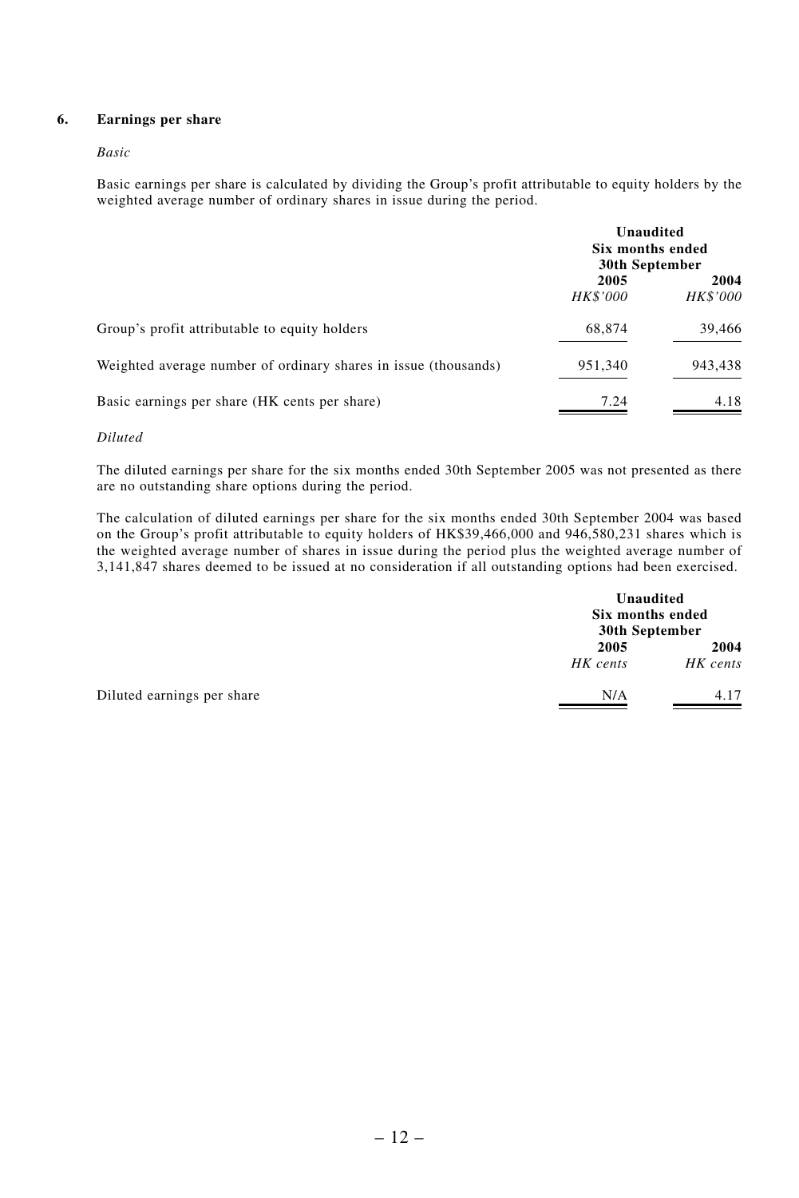### 6. Earnings per share

*Basic*

Basic earnings per share is calculated by dividing the Group's profit attributable to equity holders by the weighted average number of ordinary shares in issue during the period.

| | Unaudited Six months ended 30th September | |
|---|---|---|
| | 2005 | 2004 |
| | *HK$'000* | *HK$'000* |
| Group's profit attributable to equity holders | 68,874 | 39,466 |
| Weighted average number of ordinary shares in issue (thousands) | 951,340 | 943,438 |
| Basic earnings per share (HK cents per share) | 7.24 | 4.18 |

*Diluted*

The diluted earnings per share for the six months ended 30th September 2005 was not presented as there are no outstanding share options during the period.

The calculation of diluted earnings per share for the six months ended 30th September 2004 was based on the Group's profit attributable to equity holders of HK$39,466,000 and 946,580,231 shares which is the weighted average number of shares in issue during the period plus the weighted average number of 3,141,847 shares deemed to be issued at no consideration if all outstanding options had been exercised.

| | Unaudited Six months ended 30th September | |
|---|---|---|
| | 2005 | 2004 |
| | *HK cents* | *HK cents* |
| Diluted earnings per share | N/A | 4.17 |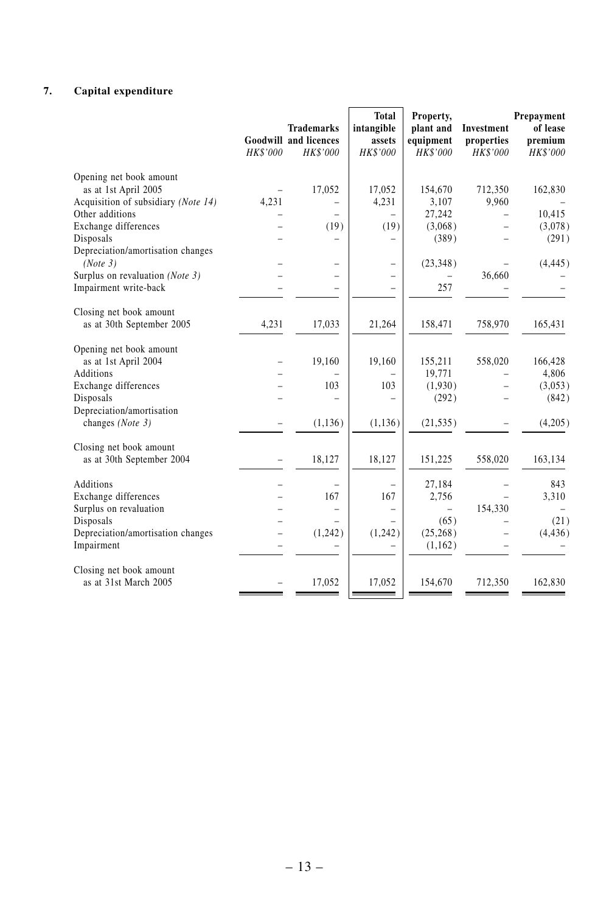## 7. Capital expenditure

| | Goodwill | Trademarks and licences | Total intangible assets | Property, plant and equipment | Investment properties | Prepayment of lease premium |
|---|---|---|---|---|---|---|
| | *HK$'000* | *HK$'000* | *HK$'000* | *HK$'000* | *HK$'000* | *HK$'000* |
| Opening net book amount as at 1st April 2005 | – | 17,052 | 17,052 | 154,670 | 712,350 | 162,830 |
| Acquisition of subsidiary *(Note 14)* | 4,231 | – | 4,231 | 3,107 | 9,960 | – |
| Other additions | – | – | – | 27,242 | – | 10,415 |
| Exchange differences | – | (19) | (19) | (3,068) | – | (3,078) |
| Disposals | – | – | – | (389) | – | (291) |
| Depreciation/amortisation changes *(Note 3)* | – | – | – | (23,348) | – | (4,445) |
| Surplus on revaluation *(Note 3)* | – | – | – | – | 36,660 | – |
| Impairment write-back | – | – | – | 257 | – | – |
| Closing net book amount as at 30th September 2005 | 4,231 | 17,033 | 21,264 | 158,471 | 758,970 | 165,431 |
| Opening net book amount as at 1st April 2004 | – | 19,160 | 19,160 | 155,211 | 558,020 | 166,428 |
| Additions | – | – | – | 19,771 | – | 4,806 |
| Exchange differences | – | 103 | 103 | (1,930) | – | (3,053) |
| Disposals | – | – | – | (292) | – | (842) |
| Depreciation/amortisation changes *(Note 3)* | – | (1,136) | (1,136) | (21,535) | – | (4,205) |
| Closing net book amount as at 30th September 2004 | – | 18,127 | 18,127 | 151,225 | 558,020 | 163,134 |
| Additions | – | – | – | 27,184 | – | 843 |
| Exchange differences | – | 167 | 167 | 2,756 | – | 3,310 |
| Surplus on revaluation | – | – | – | – | 154,330 | – |
| Disposals | – | – | – | (65) | – | (21) |
| Depreciation/amortisation changes | – | (1,242) | (1,242) | (25,268) | – | (4,436) |
| Impairment | – | – | – | (1,162) | – | – |
| Closing net book amount as at 31st March 2005 | – | 17,052 | 17,052 | 154,670 | 712,350 | 162,830 |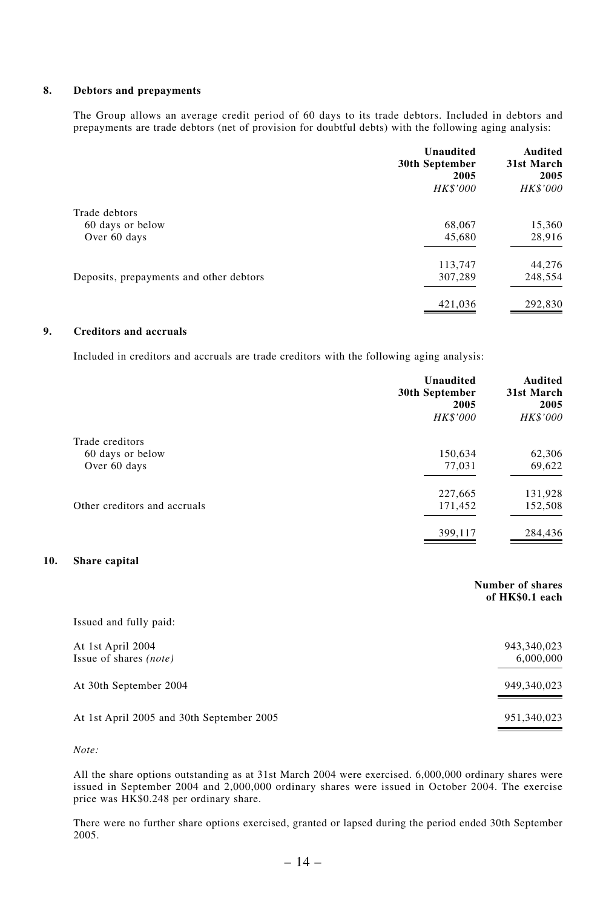## 8. Debtors and prepayments

The Group allows an average credit period of 60 days to its trade debtors. Included in debtors and prepayments are trade debtors (net of provision for doubtful debts) with the following aging analysis:

| | Unaudited 30th September 2005 *HK$'000* | Audited 31st March 2005 *HK$'000* |
|---|---|---|
| Trade debtors | | |
| 60 days or below | 68,067 | 15,360 |
| Over 60 days | 45,680 | 28,916 |
| | 113,747 | 44,276 |
| Deposits, prepayments and other debtors | 307,289 | 248,554 |
| | 421,036 | 292,830 |

## 9. Creditors and accruals

Included in creditors and accruals are trade creditors with the following aging analysis:

| | Unaudited 30th September 2005 *HK$'000* | Audited 31st March 2005 *HK$'000* |
|---|---|---|
| Trade creditors | | |
| 60 days or below | 150,634 | 62,306 |
| Over 60 days | 77,031 | 69,622 |
| | 227,665 | 131,928 |
| Other creditors and accruals | 171,452 | 152,508 |
| | 399,117 | 284,436 |

## 10. Share capital

| | Number of shares of HK$0.1 each |
|---|---|
| Issued and fully paid: | |
| At 1st April 2004 | 943,340,023 |
| Issue of shares *(note)* | 6,000,000 |
| At 30th September 2004 | 949,340,023 |
| At 1st April 2005 and 30th September 2005 | 951,340,023 |

*Note:*

All the share options outstanding as at 31st March 2004 were exercised. 6,000,000 ordinary shares were issued in September 2004 and 2,000,000 ordinary shares were issued in October 2004. The exercise price was HK$0.248 per ordinary share.

There were no further share options exercised, granted or lapsed during the period ended 30th September 2005.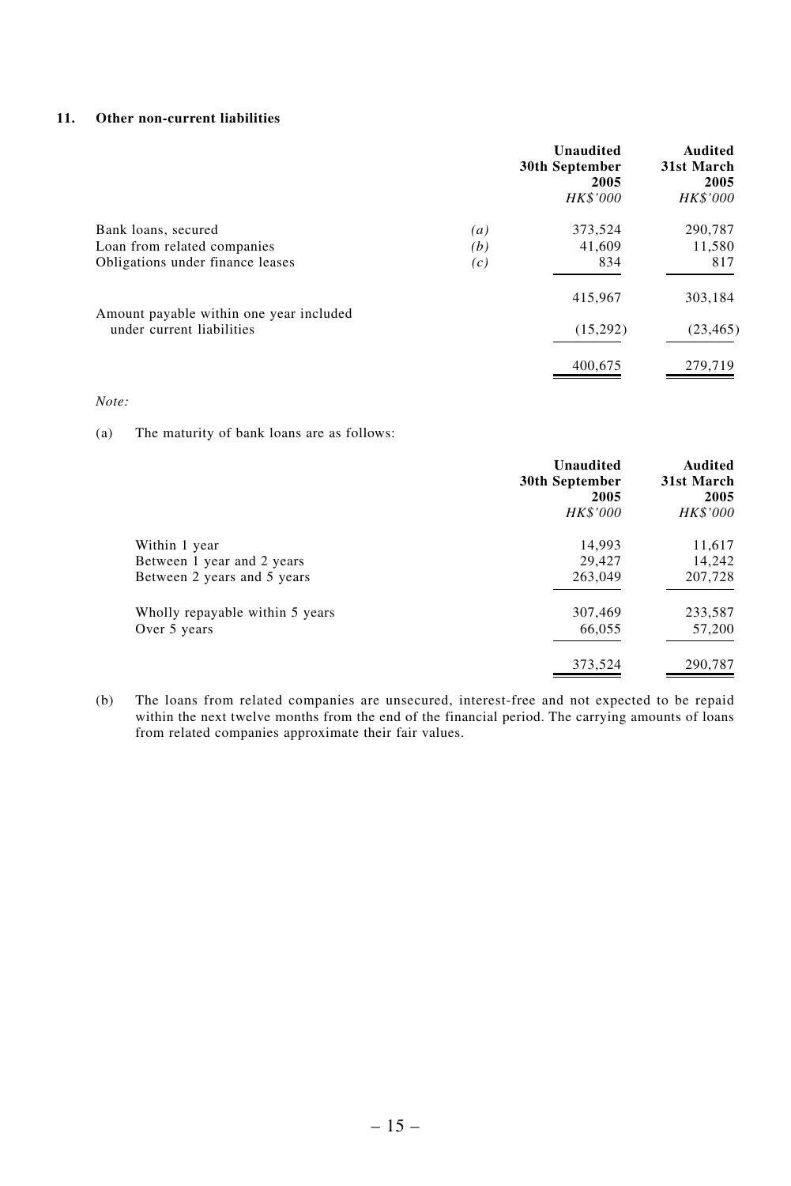## 11. Other non-current liabilities

| | | Unaudited 30th September 2005 *HK$'000* | Audited 31st March 2005 *HK$'000* |
|---|---|---|---|
| Bank loans, secured | *(a)* | 373,524 | 290,787 |
| Loan from related companies | *(b)* | 41,609 | 11,580 |
| Obligations under finance leases | *(c)* | 834 | 817 |
| | | 415,967 | 303,184 |
| Amount payable within one year included under current liabilities | | (15,292) | (23,465) |
| | | 400,675 | 279,719 |

*Note:*

(a) The maturity of bank loans are as follows:

| | Unaudited 30th September 2005 *HK$'000* | Audited 31st March 2005 *HK$'000* |
|---|---|---|
| Within 1 year | 14,993 | 11,617 |
| Between 1 year and 2 years | 29,427 | 14,242 |
| Between 2 years and 5 years | 263,049 | 207,728 |
| Wholly repayable within 5 years | 307,469 | 233,587 |
| Over 5 years | 66,055 | 57,200 |
| | 373,524 | 290,787 |

(b) The loans from related companies are unsecured, interest-free and not expected to be repaid within the next twelve months from the end of the financial period. The carrying amounts of loans from related companies approximate their fair values.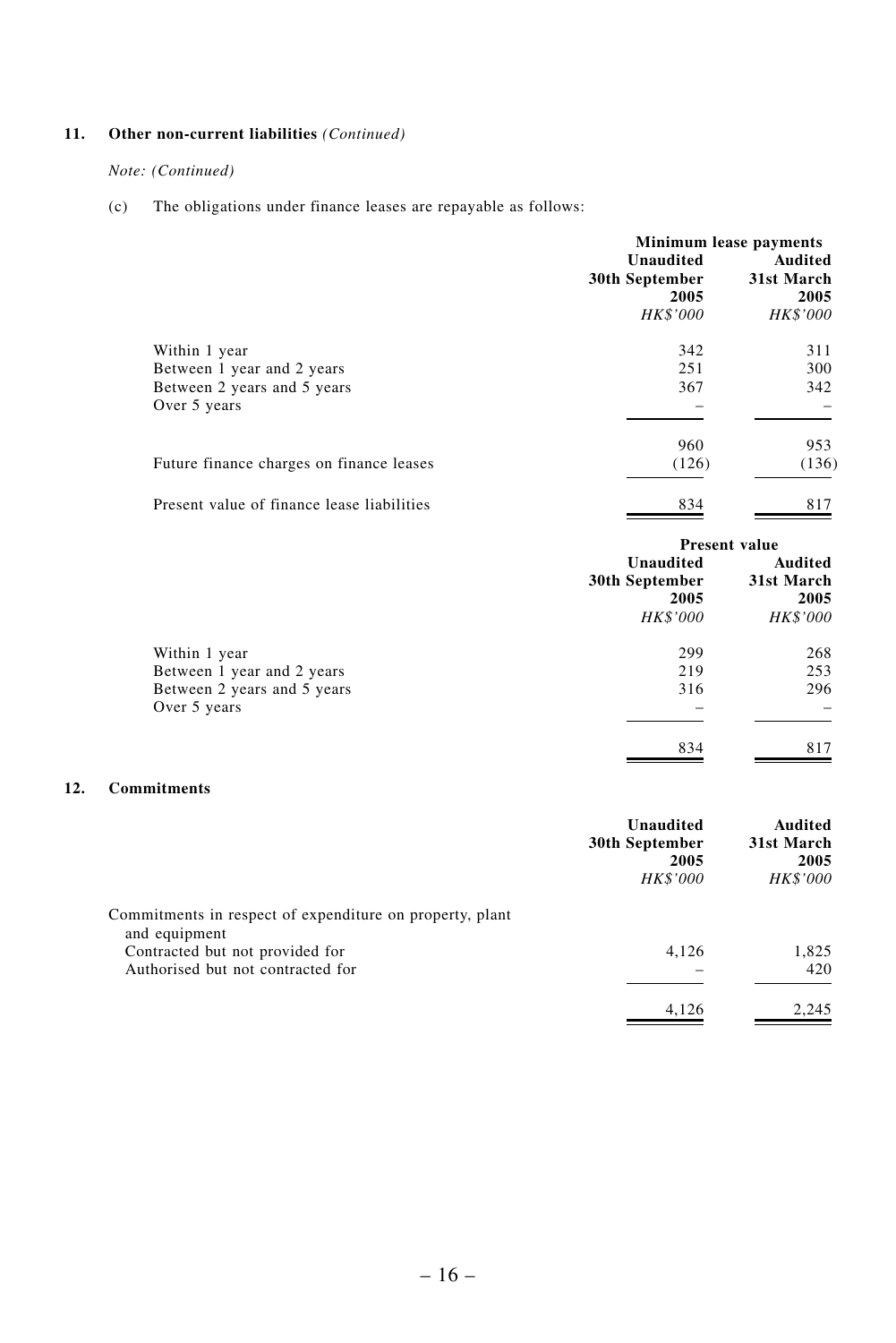### 11. Other non-current liabilities *(Continued)*

*Note: (Continued)*

(c) The obligations under finance leases are repayable as follows:

| | Minimum lease payments | |
|---|---|---|
| | **Unaudited 30th September 2005** | **Audited 31st March 2005** |
| | *HK$'000* | *HK$'000* |
| Within 1 year | 342 | 311 |
| Between 1 year and 2 years | 251 | 300 |
| Between 2 years and 5 years | 367 | 342 |
| Over 5 years | – | – |
| | 960 | 953 |
| Future finance charges on finance leases | (126) | (136) |
| Present value of finance lease liabilities | 834 | 817 |

| | Present value | |
|---|---|---|
| | **Unaudited 30th September 2005** | **Audited 31st March 2005** |
| | *HK$'000* | *HK$'000* |
| Within 1 year | 299 | 268 |
| Between 1 year and 2 years | 219 | 253 |
| Between 2 years and 5 years | 316 | 296 |
| Over 5 years | – | – |
| | 834 | 817 |

### 12. Commitments

| | **Unaudited 30th September 2005** | **Audited 31st March 2005** |
|---|---|---|
| | *HK$'000* | *HK$'000* |
| Commitments in respect of expenditure on property, plant and equipment | | |
| Contracted but not provided for | 4,126 | 1,825 |
| Authorised but not contracted for | – | 420 |
| | 4,126 | 2,245 |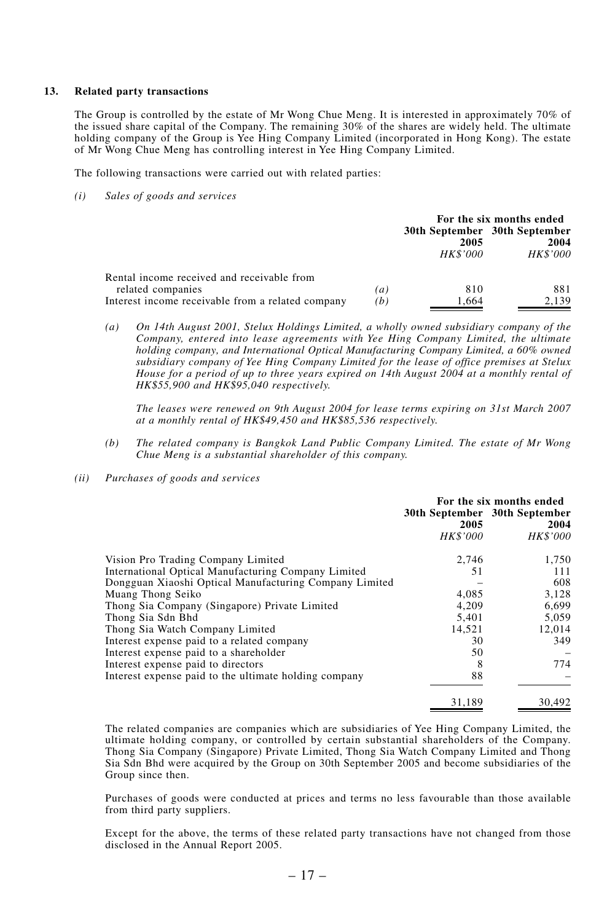## 13. Related party transactions

The Group is controlled by the estate of Mr Wong Chue Meng. It is interested in approximately 70% of the issued share capital of the Company. The remaining 30% of the shares are widely held. The ultimate holding company of the Group is Yee Hing Company Limited (incorporated in Hong Kong). The estate of Mr Wong Chue Meng has controlling interest in Yee Hing Company Limited.

The following transactions were carried out with related parties:

*(i) Sales of goods and services*

| | | For the six months ended | |
|---|---|---|---|
| | | 30th September 2005 | 30th September 2004 |
| | | *HK$'000* | *HK$'000* |
| Rental income received and receivable from related companies | *(a)* | 810 | 881 |
| Interest income receivable from a related company | *(b)* | 1,664 | 2,139 |

*(a) On 14th August 2001, Stelux Holdings Limited, a wholly owned subsidiary company of the Company, entered into lease agreements with Yee Hing Company Limited, the ultimate holding company, and International Optical Manufacturing Company Limited, a 60% owned subsidiary company of Yee Hing Company Limited for the lease of office premises at Stelux House for a period of up to three years expired on 14th August 2004 at a monthly rental of HK$55,900 and HK$95,040 respectively.*

*The leases were renewed on 9th August 2004 for lease terms expiring on 31st March 2007 at a monthly rental of HK$49,450 and HK$85,536 respectively.*

*(b) The related company is Bangkok Land Public Company Limited. The estate of Mr Wong Chue Meng is a substantial shareholder of this company.*

*(ii) Purchases of goods and services*

| | For the six months ended | |
|---|---|---|
| | 30th September 2005 | 30th September 2004 |
| | *HK$'000* | *HK$'000* |
| Vision Pro Trading Company Limited | 2,746 | 1,750 |
| International Optical Manufacturing Company Limited | 51 | 111 |
| Dongguan Xiaoshi Optical Manufacturing Company Limited | – | 608 |
| Muang Thong Seiko | 4,085 | 3,128 |
| Thong Sia Company (Singapore) Private Limited | 4,209 | 6,699 |
| Thong Sia Sdn Bhd | 5,401 | 5,059 |
| Thong Sia Watch Company Limited | 14,521 | 12,014 |
| Interest expense paid to a related company | 30 | 349 |
| Interest expense paid to a shareholder | 50 | – |
| Interest expense paid to directors | 8 | 774 |
| Interest expense paid to the ultimate holding company | 88 | – |
| | 31,189 | 30,492 |

The related companies are companies which are subsidiaries of Yee Hing Company Limited, the ultimate holding company, or controlled by certain substantial shareholders of the Company. Thong Sia Company (Singapore) Private Limited, Thong Sia Watch Company Limited and Thong Sia Sdn Bhd were acquired by the Group on 30th September 2005 and become subsidiaries of the Group since then.

Purchases of goods were conducted at prices and terms no less favourable than those available from third party suppliers.

Except for the above, the terms of these related party transactions have not changed from those disclosed in the Annual Report 2005.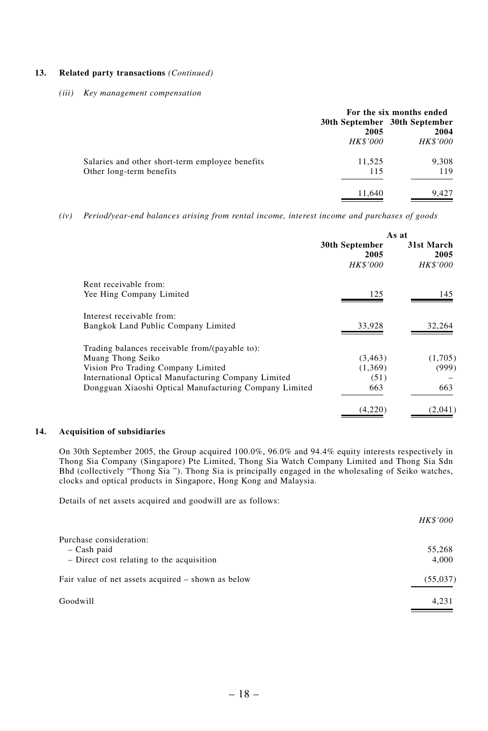### 13. Related party transactions *(Continued)*

*(iii) Key management compensation*

| | For the six months ended | |
|---|---|---|
| | 30th September 2005 | 30th September 2004 |
| | *HK$'000* | *HK$'000* |
| Salaries and other short-term employee benefits | 11,525 | 9,308 |
| Other long-term benefits | 115 | 119 |
| | 11,640 | 9,427 |

*(iv) Period/year-end balances arising from rental income, interest income and purchases of goods*

| | As at | |
|---|---|---|
| | 30th September 2005 | 31st March 2005 |
| | *HK$'000* | *HK$'000* |
| Rent receivable from: | | |
| Yee Hing Company Limited | 125 | 145 |
| Interest receivable from: | | |
| Bangkok Land Public Company Limited | 33,928 | 32,264 |
| Trading balances receivable from/(payable to): | | |
| Muang Thong Seiko | (3,463) | (1,705) |
| Vision Pro Trading Company Limited | (1,369) | (999) |
| International Optical Manufacturing Company Limited | (51) | – |
| Dongguan Xiaoshi Optical Manufacturing Company Limited | 663 | 663 |
| | (4,220) | (2,041) |

### 14. Acquisition of subsidiaries

On 30th September 2005, the Group acquired 100.0%, 96.0% and 94.4% equity interests respectively in Thong Sia Company (Singapore) Pte Limited, Thong Sia Watch Company Limited and Thong Sia Sdn Bhd (collectively "Thong Sia "). Thong Sia is principally engaged in the wholesaling of Seiko watches, clocks and optical products in Singapore, Hong Kong and Malaysia.

Details of net assets acquired and goodwill are as follows:

| | *HK$'000* |
|---|---|
| Purchase consideration: | |
| – Cash paid | 55,268 |
| – Direct cost relating to the acquisition | 4,000 |
| Fair value of net assets acquired – shown as below | (55,037) |
| Goodwill | 4,231 |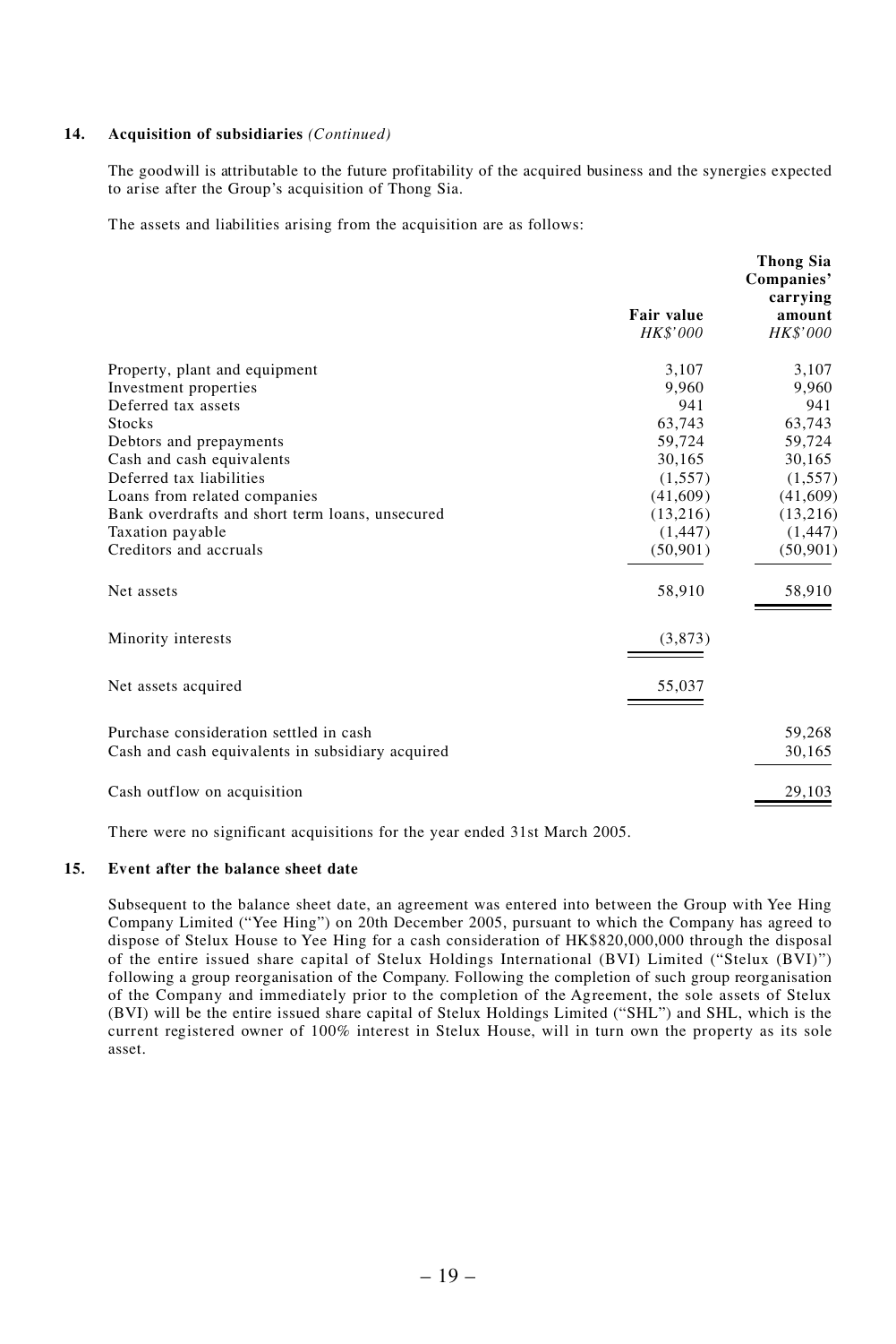## 14. Acquisition of subsidiaries *(Continued)*

The goodwill is attributable to the future profitability of the acquired business and the synergies expected to arise after the Group's acquisition of Thong Sia.

The assets and liabilities arising from the acquisition are as follows:

| | Fair value<br>*HK$'000* | Thong Sia Companies' carrying amount<br>*HK$'000* |
|---|---|---|
| Property, plant and equipment | 3,107 | 3,107 |
| Investment properties | 9,960 | 9,960 |
| Deferred tax assets | 941 | 941 |
| Stocks | 63,743 | 63,743 |
| Debtors and prepayments | 59,724 | 59,724 |
| Cash and cash equivalents | 30,165 | 30,165 |
| Deferred tax liabilities | (1,557) | (1,557) |
| Loans from related companies | (41,609) | (41,609) |
| Bank overdrafts and short term loans, unsecured | (13,216) | (13,216) |
| Taxation payable | (1,447) | (1,447) |
| Creditors and accruals | (50,901) | (50,901) |
| Net assets | 58,910 | 58,910 |
| Minority interests | (3,873) | |
| Net assets acquired | 55,037 | |
| Purchase consideration settled in cash | | 59,268 |
| Cash and cash equivalents in subsidiary acquired | | 30,165 |
| Cash outflow on acquisition | | 29,103 |

There were no significant acquisitions for the year ended 31st March 2005.

## 15. Event after the balance sheet date

Subsequent to the balance sheet date, an agreement was entered into between the Group with Yee Hing Company Limited ("Yee Hing") on 20th December 2005, pursuant to which the Company has agreed to dispose of Stelux House to Yee Hing for a cash consideration of HK$820,000,000 through the disposal of the entire issued share capital of Stelux Holdings International (BVI) Limited ("Stelux (BVI)") following a group reorganisation of the Company. Following the completion of such group reorganisation of the Company and immediately prior to the completion of the Agreement, the sole assets of Stelux (BVI) will be the entire issued share capital of Stelux Holdings Limited ("SHL") and SHL, which is the current registered owner of 100% interest in Stelux House, will in turn own the property as its sole asset.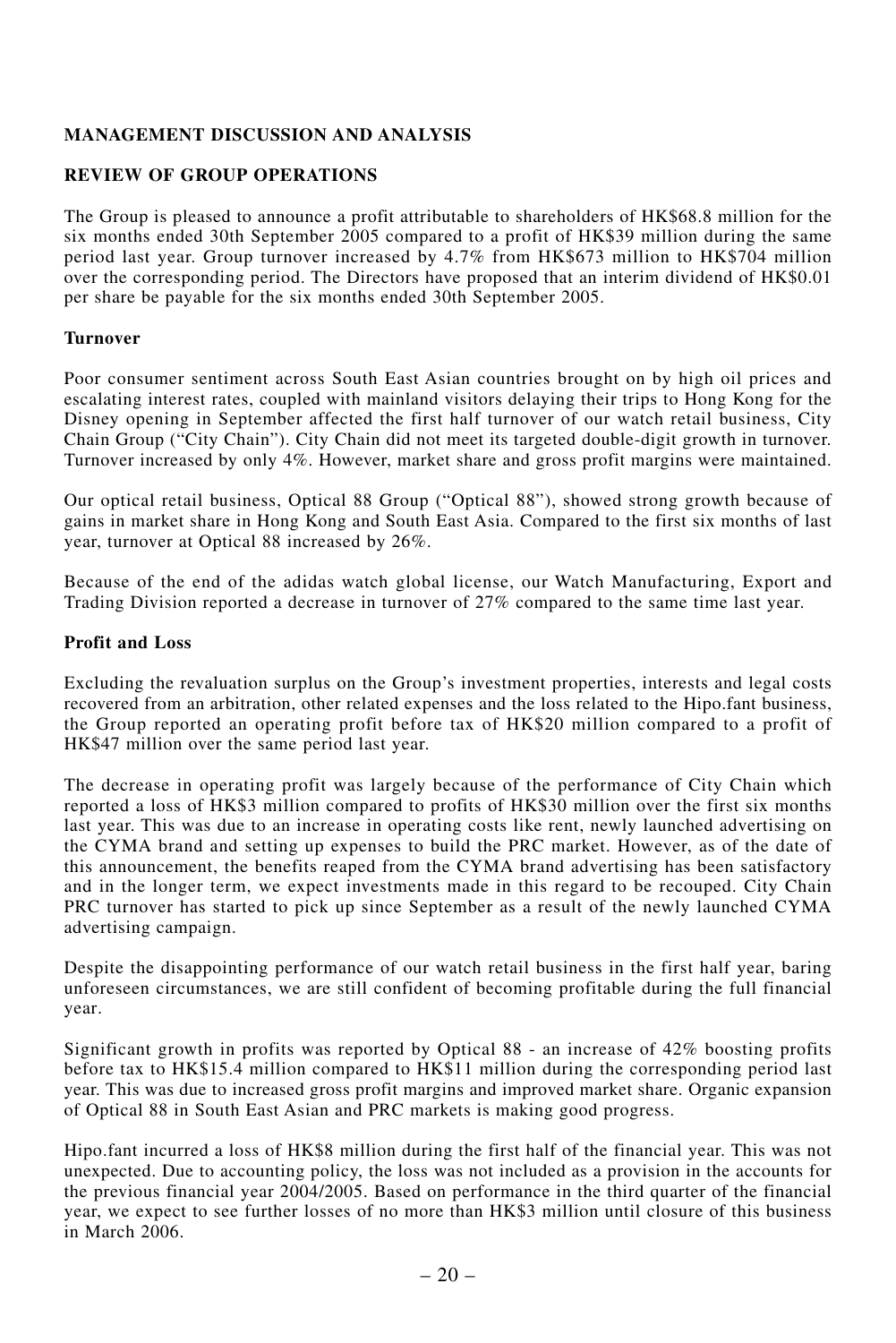## MANAGEMENT DISCUSSION AND ANALYSIS

### REVIEW OF GROUP OPERATIONS

The Group is pleased to announce a profit attributable to shareholders of HK$68.8 million for the six months ended 30th September 2005 compared to a profit of HK$39 million during the same period last year. Group turnover increased by 4.7% from HK$673 million to HK$704 million over the corresponding period. The Directors have proposed that an interim dividend of HK$0.01 per share be payable for the six months ended 30th September 2005.

#### Turnover

Poor consumer sentiment across South East Asian countries brought on by high oil prices and escalating interest rates, coupled with mainland visitors delaying their trips to Hong Kong for the Disney opening in September affected the first half turnover of our watch retail business, City Chain Group ("City Chain"). City Chain did not meet its targeted double-digit growth in turnover. Turnover increased by only 4%. However, market share and gross profit margins were maintained.

Our optical retail business, Optical 88 Group ("Optical 88"), showed strong growth because of gains in market share in Hong Kong and South East Asia. Compared to the first six months of last year, turnover at Optical 88 increased by 26%.

Because of the end of the adidas watch global license, our Watch Manufacturing, Export and Trading Division reported a decrease in turnover of 27% compared to the same time last year.

#### Profit and Loss

Excluding the revaluation surplus on the Group's investment properties, interests and legal costs recovered from an arbitration, other related expenses and the loss related to the Hipo.fant business, the Group reported an operating profit before tax of HK$20 million compared to a profit of HK$47 million over the same period last year.

The decrease in operating profit was largely because of the performance of City Chain which reported a loss of HK$3 million compared to profits of HK$30 million over the first six months last year. This was due to an increase in operating costs like rent, newly launched advertising on the CYMA brand and setting up expenses to build the PRC market. However, as of the date of this announcement, the benefits reaped from the CYMA brand advertising has been satisfactory and in the longer term, we expect investments made in this regard to be recouped. City Chain PRC turnover has started to pick up since September as a result of the newly launched CYMA advertising campaign.

Despite the disappointing performance of our watch retail business in the first half year, baring unforeseen circumstances, we are still confident of becoming profitable during the full financial year.

Significant growth in profits was reported by Optical 88 - an increase of 42% boosting profits before tax to HK$15.4 million compared to HK$11 million during the corresponding period last year. This was due to increased gross profit margins and improved market share. Organic expansion of Optical 88 in South East Asian and PRC markets is making good progress.

Hipo.fant incurred a loss of HK$8 million during the first half of the financial year. This was not unexpected. Due to accounting policy, the loss was not included as a provision in the accounts for the previous financial year 2004/2005. Based on performance in the third quarter of the financial year, we expect to see further losses of no more than HK$3 million until closure of this business in March 2006.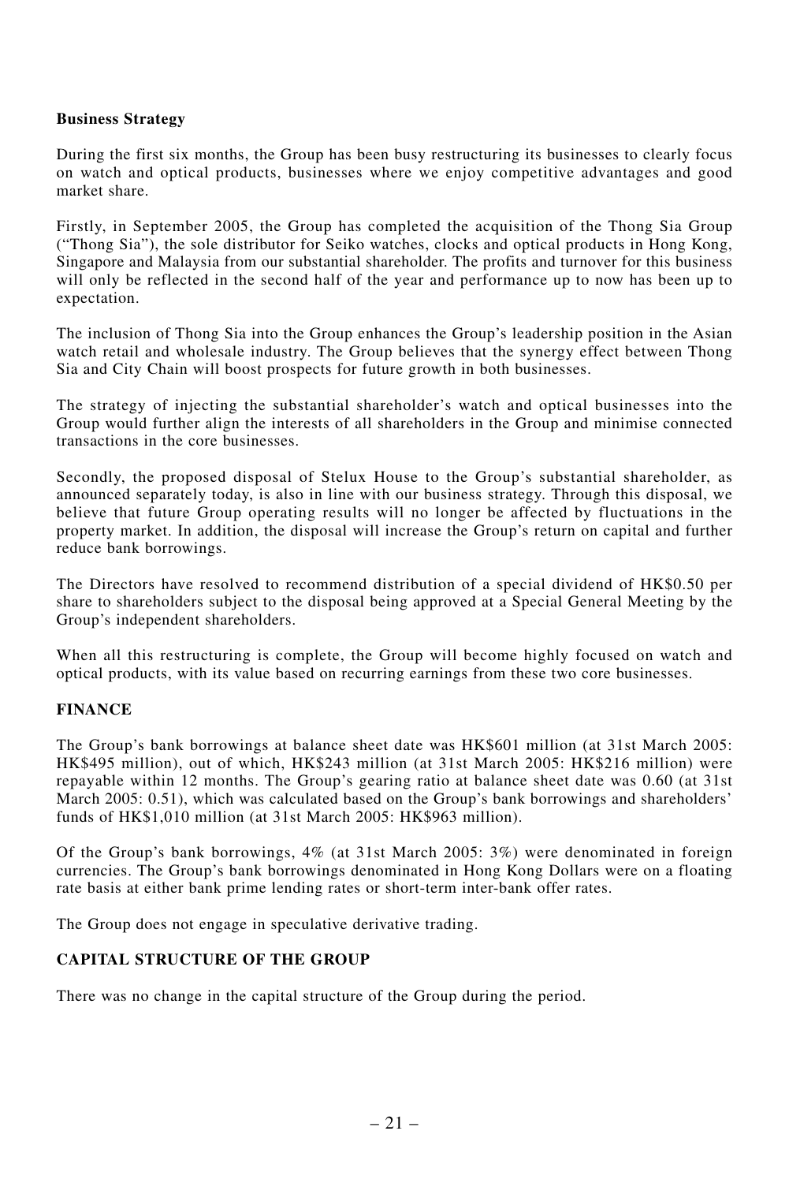**Business Strategy**

During the first six months, the Group has been busy restructuring its businesses to clearly focus on watch and optical products, businesses where we enjoy competitive advantages and good market share.

Firstly, in September 2005, the Group has completed the acquisition of the Thong Sia Group ("Thong Sia"), the sole distributor for Seiko watches, clocks and optical products in Hong Kong, Singapore and Malaysia from our substantial shareholder. The profits and turnover for this business will only be reflected in the second half of the year and performance up to now has been up to expectation.

The inclusion of Thong Sia into the Group enhances the Group's leadership position in the Asian watch retail and wholesale industry. The Group believes that the synergy effect between Thong Sia and City Chain will boost prospects for future growth in both businesses.

The strategy of injecting the substantial shareholder's watch and optical businesses into the Group would further align the interests of all shareholders in the Group and minimise connected transactions in the core businesses.

Secondly, the proposed disposal of Stelux House to the Group's substantial shareholder, as announced separately today, is also in line with our business strategy. Through this disposal, we believe that future Group operating results will no longer be affected by fluctuations in the property market. In addition, the disposal will increase the Group's return on capital and further reduce bank borrowings.

The Directors have resolved to recommend distribution of a special dividend of HK$0.50 per share to shareholders subject to the disposal being approved at a Special General Meeting by the Group's independent shareholders.

When all this restructuring is complete, the Group will become highly focused on watch and optical products, with its value based on recurring earnings from these two core businesses.

## FINANCE

The Group's bank borrowings at balance sheet date was HK$601 million (at 31st March 2005: HK$495 million), out of which, HK$243 million (at 31st March 2005: HK$216 million) were repayable within 12 months. The Group's gearing ratio at balance sheet date was 0.60 (at 31st March 2005: 0.51), which was calculated based on the Group's bank borrowings and shareholders' funds of HK$1,010 million (at 31st March 2005: HK$963 million).

Of the Group's bank borrowings, 4% (at 31st March 2005: 3%) were denominated in foreign currencies. The Group's bank borrowings denominated in Hong Kong Dollars were on a floating rate basis at either bank prime lending rates or short-term inter-bank offer rates.

The Group does not engage in speculative derivative trading.

## CAPITAL STRUCTURE OF THE GROUP

There was no change in the capital structure of the Group during the period.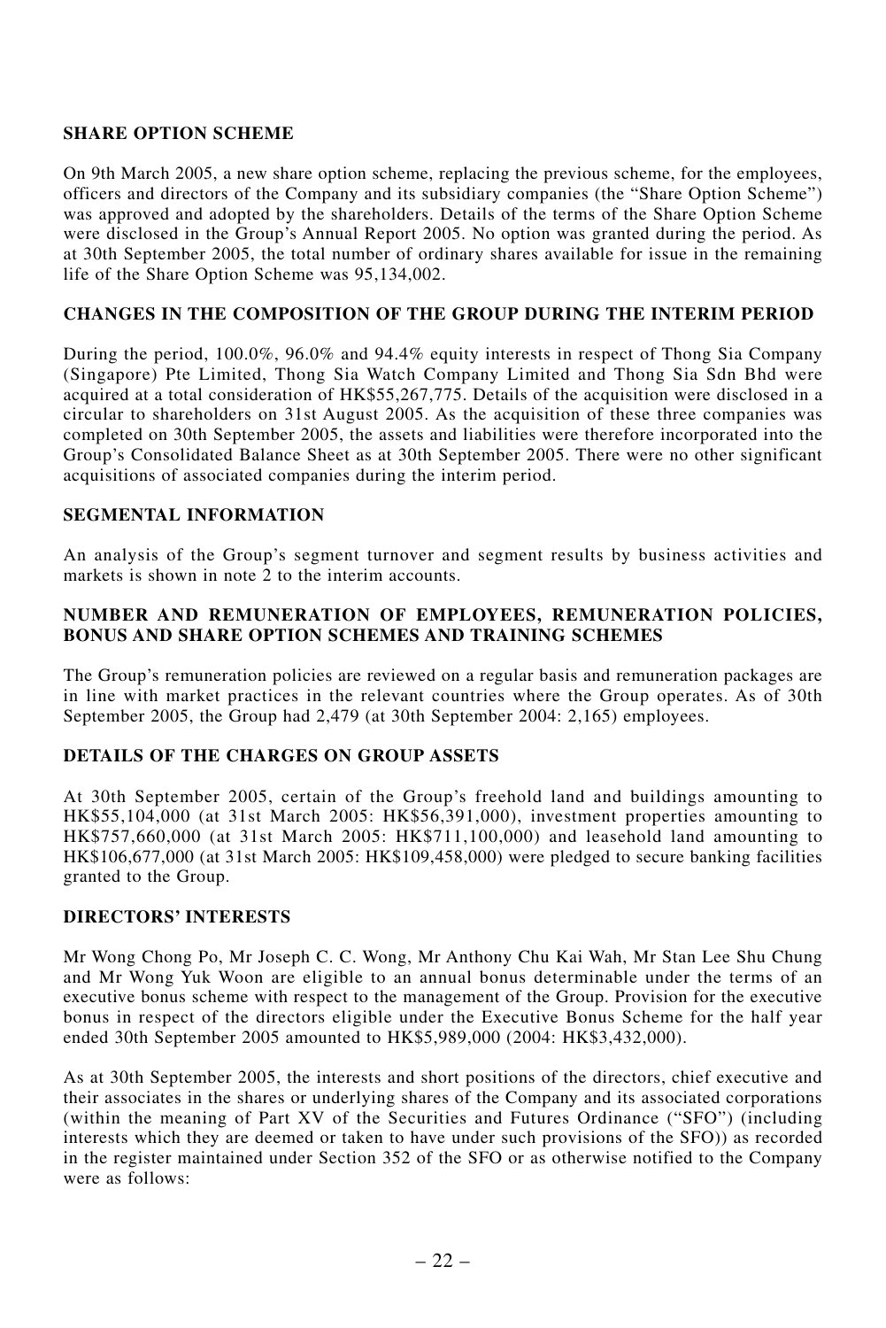## SHARE OPTION SCHEME

On 9th March 2005, a new share option scheme, replacing the previous scheme, for the employees, officers and directors of the Company and its subsidiary companies (the "Share Option Scheme") was approved and adopted by the shareholders. Details of the terms of the Share Option Scheme were disclosed in the Group's Annual Report 2005. No option was granted during the period. As at 30th September 2005, the total number of ordinary shares available for issue in the remaining life of the Share Option Scheme was 95,134,002.

## CHANGES IN THE COMPOSITION OF THE GROUP DURING THE INTERIM PERIOD

During the period, 100.0%, 96.0% and 94.4% equity interests in respect of Thong Sia Company (Singapore) Pte Limited, Thong Sia Watch Company Limited and Thong Sia Sdn Bhd were acquired at a total consideration of HK$55,267,775. Details of the acquisition were disclosed in a circular to shareholders on 31st August 2005. As the acquisition of these three companies was completed on 30th September 2005, the assets and liabilities were therefore incorporated into the Group's Consolidated Balance Sheet as at 30th September 2005. There were no other significant acquisitions of associated companies during the interim period.

## SEGMENTAL INFORMATION

An analysis of the Group's segment turnover and segment results by business activities and markets is shown in note 2 to the interim accounts.

## NUMBER AND REMUNERATION OF EMPLOYEES, REMUNERATION POLICIES, BONUS AND SHARE OPTION SCHEMES AND TRAINING SCHEMES

The Group's remuneration policies are reviewed on a regular basis and remuneration packages are in line with market practices in the relevant countries where the Group operates. As of 30th September 2005, the Group had 2,479 (at 30th September 2004: 2,165) employees.

## DETAILS OF THE CHARGES ON GROUP ASSETS

At 30th September 2005, certain of the Group's freehold land and buildings amounting to HK$55,104,000 (at 31st March 2005: HK$56,391,000), investment properties amounting to HK$757,660,000 (at 31st March 2005: HK$711,100,000) and leasehold land amounting to HK$106,677,000 (at 31st March 2005: HK$109,458,000) were pledged to secure banking facilities granted to the Group.

## DIRECTORS' INTERESTS

Mr Wong Chong Po, Mr Joseph C. C. Wong, Mr Anthony Chu Kai Wah, Mr Stan Lee Shu Chung and Mr Wong Yuk Woon are eligible to an annual bonus determinable under the terms of an executive bonus scheme with respect to the management of the Group. Provision for the executive bonus in respect of the directors eligible under the Executive Bonus Scheme for the half year ended 30th September 2005 amounted to HK$5,989,000 (2004: HK$3,432,000).

As at 30th September 2005, the interests and short positions of the directors, chief executive and their associates in the shares or underlying shares of the Company and its associated corporations (within the meaning of Part XV of the Securities and Futures Ordinance ("SFO") (including interests which they are deemed or taken to have under such provisions of the SFO)) as recorded in the register maintained under Section 352 of the SFO or as otherwise notified to the Company were as follows: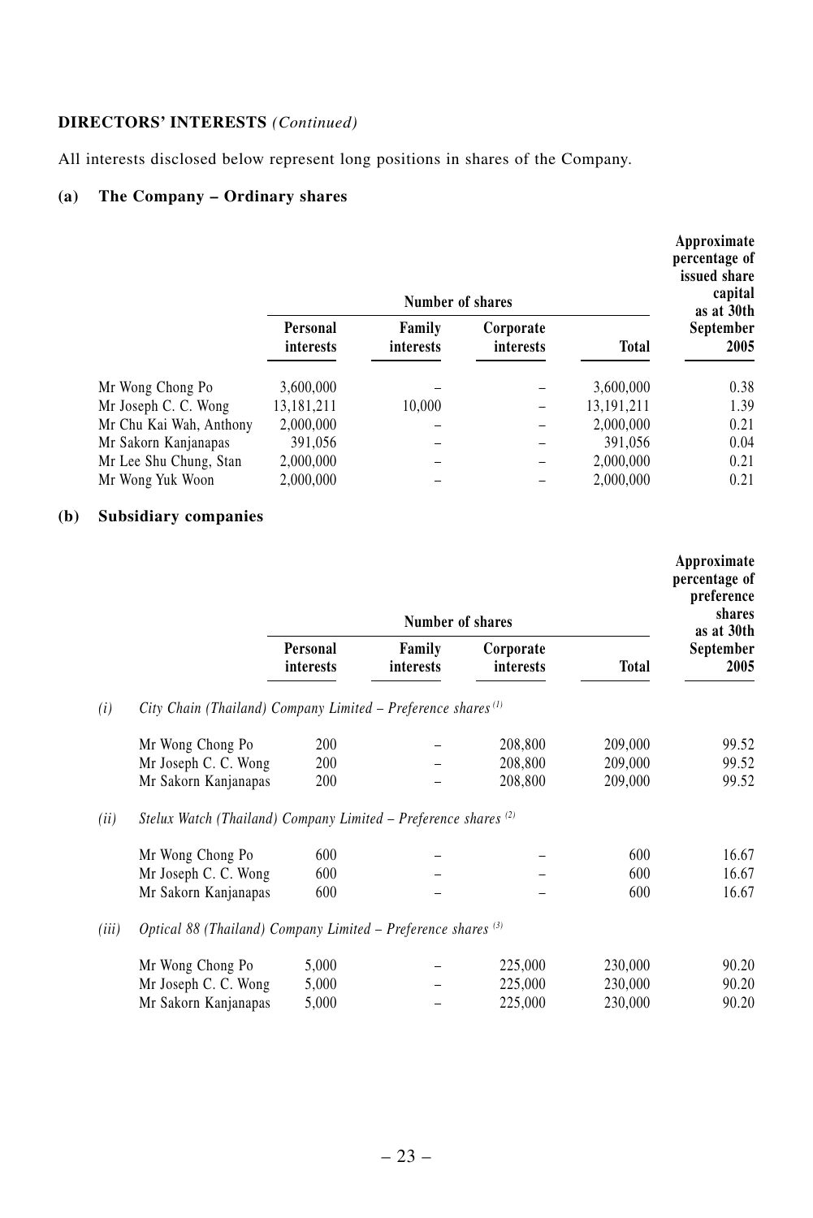**DIRECTORS' INTERESTS** *(Continued)*

All interests disclosed below represent long positions in shares of the Company.

**(a) The Company – Ordinary shares**

| | Number of shares | | | | Approximate percentage of issued share capital as at 30th September 2005 |
|---|---|---|---|---|---|
| | Personal interests | Family interests | Corporate interests | Total | |
| Mr Wong Chong Po | 3,600,000 | – | – | 3,600,000 | 0.38 |
| Mr Joseph C. C. Wong | 13,181,211 | 10,000 | – | 13,191,211 | 1.39 |
| Mr Chu Kai Wah, Anthony | 2,000,000 | – | – | 2,000,000 | 0.21 |
| Mr Sakorn Kanjanapas | 391,056 | – | – | 391,056 | 0.04 |
| Mr Lee Shu Chung, Stan | 2,000,000 | – | – | 2,000,000 | 0.21 |
| Mr Wong Yuk Woon | 2,000,000 | – | – | 2,000,000 | 0.21 |

**(b) Subsidiary companies**

| | Number of shares | | | | Approximate percentage of preference shares as at 30th September 2005 |
|---|---|---|---|---|---|
| | Personal interests | Family interests | Corporate interests | Total | |
| *(i) City Chain (Thailand) Company Limited – Preference shares [1]* | | | | | |
| Mr Wong Chong Po | 200 | – | 208,800 | 209,000 | 99.52 |
| Mr Joseph C. C. Wong | 200 | – | 208,800 | 209,000 | 99.52 |
| Mr Sakorn Kanjanapas | 200 | – | 208,800 | 209,000 | 99.52 |
| *(ii) Stelux Watch (Thailand) Company Limited – Preference shares [2]* | | | | | |
| Mr Wong Chong Po | 600 | – | – | 600 | 16.67 |
| Mr Joseph C. C. Wong | 600 | – | – | 600 | 16.67 |
| Mr Sakorn Kanjanapas | 600 | – | – | 600 | 16.67 |
| *(iii) Optical 88 (Thailand) Company Limited – Preference shares [3]* | | | | | |
| Mr Wong Chong Po | 5,000 | – | 225,000 | 230,000 | 90.20 |
| Mr Joseph C. C. Wong | 5,000 | – | 225,000 | 230,000 | 90.20 |
| Mr Sakorn Kanjanapas | 5,000 | – | 225,000 | 230,000 | 90.20 |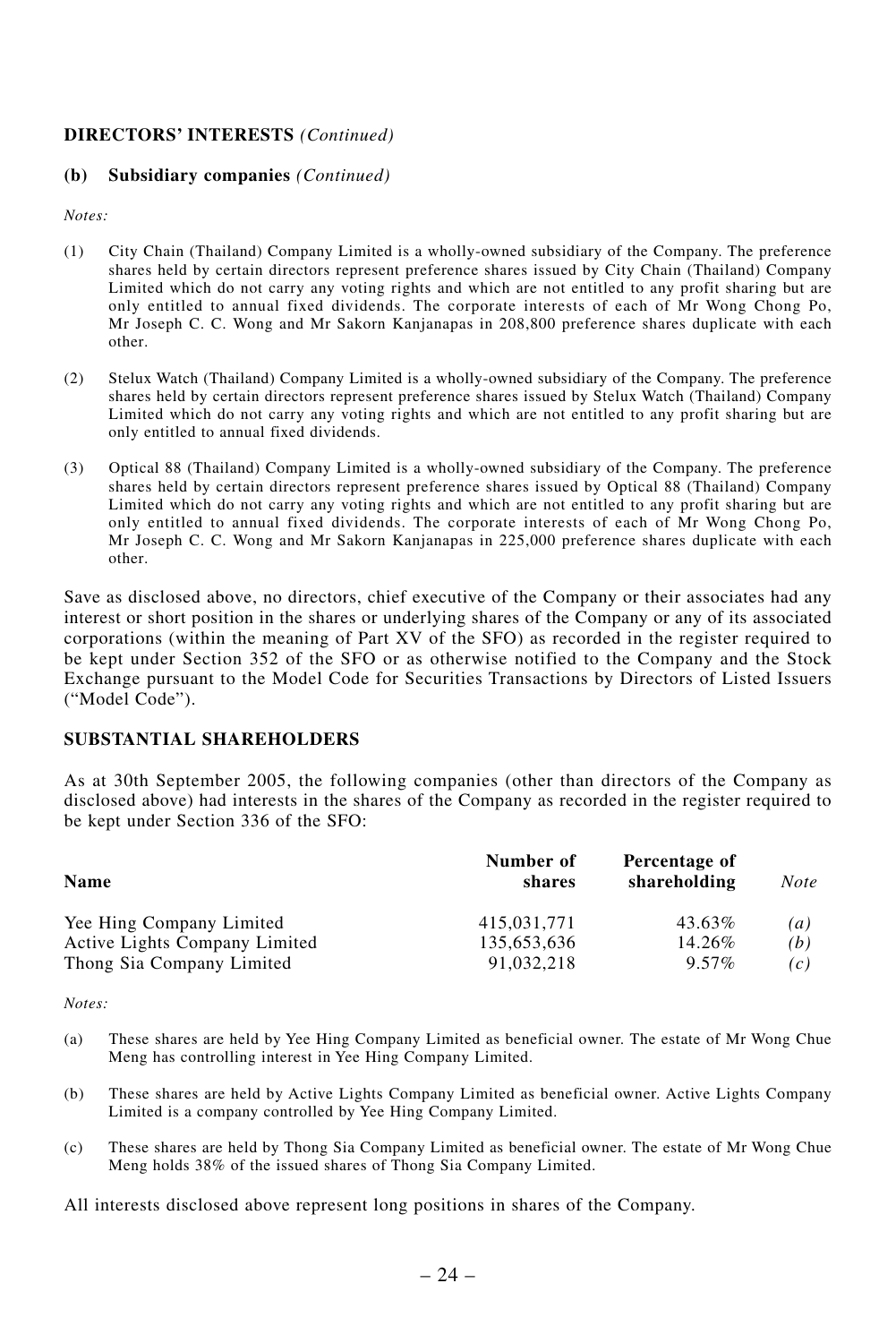**DIRECTORS' INTERESTS** *(Continued)*

**(b) Subsidiary companies** *(Continued)*

*Notes:*

(1) City Chain (Thailand) Company Limited is a wholly-owned subsidiary of the Company. The preference shares held by certain directors represent preference shares issued by City Chain (Thailand) Company Limited which do not carry any voting rights and which are not entitled to any profit sharing but are only entitled to annual fixed dividends. The corporate interests of each of Mr Wong Chong Po, Mr Joseph C. C. Wong and Mr Sakorn Kanjanapas in 208,800 preference shares duplicate with each other.

(2) Stelux Watch (Thailand) Company Limited is a wholly-owned subsidiary of the Company. The preference shares held by certain directors represent preference shares issued by Stelux Watch (Thailand) Company Limited which do not carry any voting rights and which are not entitled to any profit sharing but are only entitled to annual fixed dividends.

(3) Optical 88 (Thailand) Company Limited is a wholly-owned subsidiary of the Company. The preference shares held by certain directors represent preference shares issued by Optical 88 (Thailand) Company Limited which do not carry any voting rights and which are not entitled to any profit sharing but are only entitled to annual fixed dividends. The corporate interests of each of Mr Wong Chong Po, Mr Joseph C. C. Wong and Mr Sakorn Kanjanapas in 225,000 preference shares duplicate with each other.

Save as disclosed above, no directors, chief executive of the Company or their associates had any interest or short position in the shares or underlying shares of the Company or any of its associated corporations (within the meaning of Part XV of the SFO) as recorded in the register required to be kept under Section 352 of the SFO or as otherwise notified to the Company and the Stock Exchange pursuant to the Model Code for Securities Transactions by Directors of Listed Issuers ("Model Code").

**SUBSTANTIAL SHAREHOLDERS**

As at 30th September 2005, the following companies (other than directors of the Company as disclosed above) had interests in the shares of the Company as recorded in the register required to be kept under Section 336 of the SFO:

| Name | Number of shares | Percentage of shareholding | *Note* |
|---|---|---|---|
| Yee Hing Company Limited | 415,031,771 | 43.63% | *(a)* |
| Active Lights Company Limited | 135,653,636 | 14.26% | *(b)* |
| Thong Sia Company Limited | 91,032,218 | 9.57% | *(c)* |

*Notes:*

(a) These shares are held by Yee Hing Company Limited as beneficial owner. The estate of Mr Wong Chue Meng has controlling interest in Yee Hing Company Limited.

(b) These shares are held by Active Lights Company Limited as beneficial owner. Active Lights Company Limited is a company controlled by Yee Hing Company Limited.

(c) These shares are held by Thong Sia Company Limited as beneficial owner. The estate of Mr Wong Chue Meng holds 38% of the issued shares of Thong Sia Company Limited.

All interests disclosed above represent long positions in shares of the Company.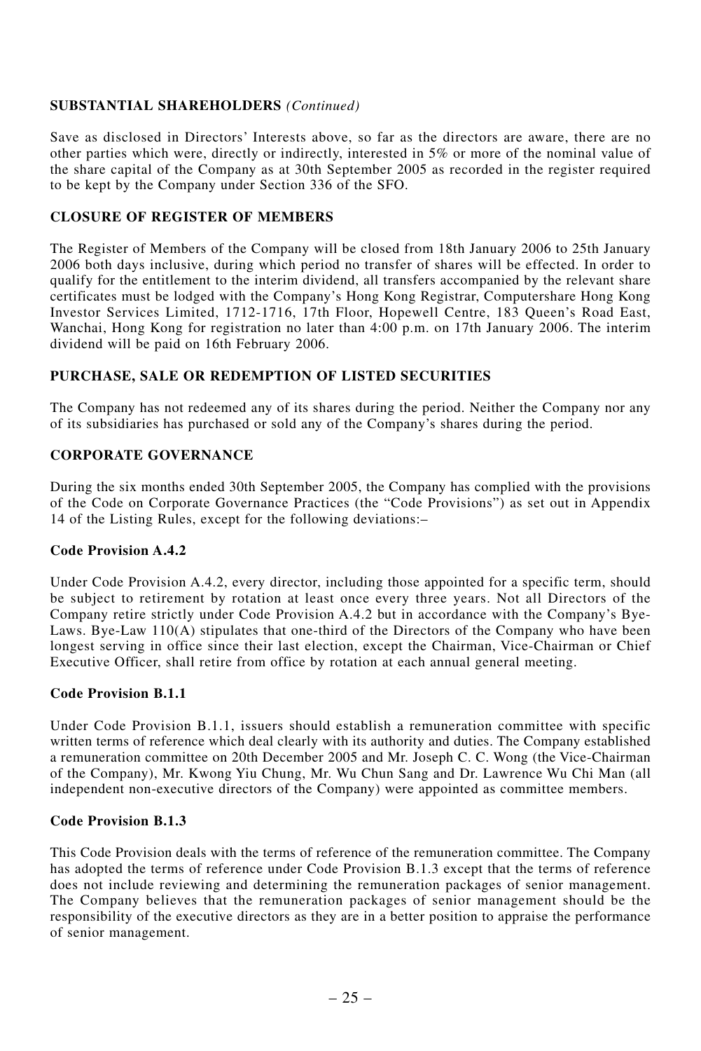## SUBSTANTIAL SHAREHOLDERS *(Continued)*

Save as disclosed in Directors' Interests above, so far as the directors are aware, there are no other parties which were, directly or indirectly, interested in 5% or more of the nominal value of the share capital of the Company as at 30th September 2005 as recorded in the register required to be kept by the Company under Section 336 of the SFO.

## CLOSURE OF REGISTER OF MEMBERS

The Register of Members of the Company will be closed from 18th January 2006 to 25th January 2006 both days inclusive, during which period no transfer of shares will be effected. In order to qualify for the entitlement to the interim dividend, all transfers accompanied by the relevant share certificates must be lodged with the Company's Hong Kong Registrar, Computershare Hong Kong Investor Services Limited, 1712-1716, 17th Floor, Hopewell Centre, 183 Queen's Road East, Wanchai, Hong Kong for registration no later than 4:00 p.m. on 17th January 2006. The interim dividend will be paid on 16th February 2006.

## PURCHASE, SALE OR REDEMPTION OF LISTED SECURITIES

The Company has not redeemed any of its shares during the period. Neither the Company nor any of its subsidiaries has purchased or sold any of the Company's shares during the period.

## CORPORATE GOVERNANCE

During the six months ended 30th September 2005, the Company has complied with the provisions of the Code on Corporate Governance Practices (the "Code Provisions") as set out in Appendix 14 of the Listing Rules, except for the following deviations:–

### Code Provision A.4.2

Under Code Provision A.4.2, every director, including those appointed for a specific term, should be subject to retirement by rotation at least once every three years. Not all Directors of the Company retire strictly under Code Provision A.4.2 but in accordance with the Company's Bye-Laws. Bye-Law 110(A) stipulates that one-third of the Directors of the Company who have been longest serving in office since their last election, except the Chairman, Vice-Chairman or Chief Executive Officer, shall retire from office by rotation at each annual general meeting.

### Code Provision B.1.1

Under Code Provision B.1.1, issuers should establish a remuneration committee with specific written terms of reference which deal clearly with its authority and duties. The Company established a remuneration committee on 20th December 2005 and Mr. Joseph C. C. Wong (the Vice-Chairman of the Company), Mr. Kwong Yiu Chung, Mr. Wu Chun Sang and Dr. Lawrence Wu Chi Man (all independent non-executive directors of the Company) were appointed as committee members.

### Code Provision B.1.3

This Code Provision deals with the terms of reference of the remuneration committee. The Company has adopted the terms of reference under Code Provision B.1.3 except that the terms of reference does not include reviewing and determining the remuneration packages of senior management. The Company believes that the remuneration packages of senior management should be the responsibility of the executive directors as they are in a better position to appraise the performance of senior management.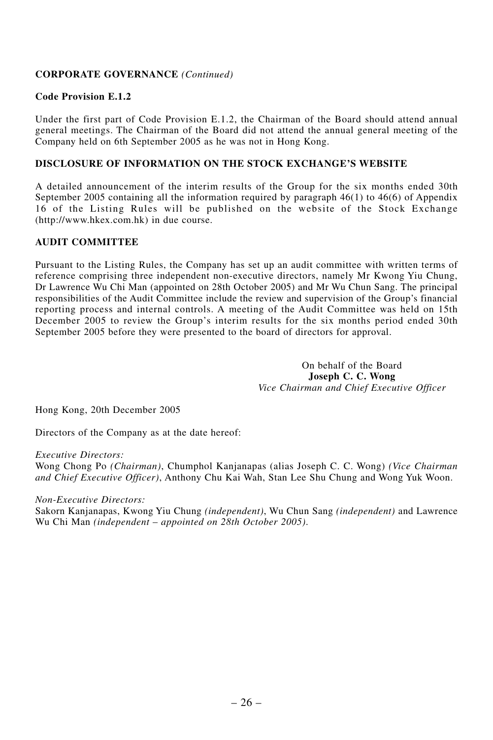**CORPORATE GOVERNANCE** *(Continued)*

**Code Provision E.1.2**

Under the first part of Code Provision E.1.2, the Chairman of the Board should attend annual general meetings. The Chairman of the Board did not attend the annual general meeting of the Company held on 6th September 2005 as he was not in Hong Kong.

**DISCLOSURE OF INFORMATION ON THE STOCK EXCHANGE'S WEBSITE**

A detailed announcement of the interim results of the Group for the six months ended 30th September 2005 containing all the information required by paragraph 46(1) to 46(6) of Appendix 16 of the Listing Rules will be published on the website of the Stock Exchange (http://www.hkex.com.hk) in due course.

**AUDIT COMMITTEE**

Pursuant to the Listing Rules, the Company has set up an audit committee with written terms of reference comprising three independent non-executive directors, namely Mr Kwong Yiu Chung, Dr Lawrence Wu Chi Man (appointed on 28th October 2005) and Mr Wu Chun Sang. The principal responsibilities of the Audit Committee include the review and supervision of the Group's financial reporting process and internal controls. A meeting of the Audit Committee was held on 15th December 2005 to review the Group's interim results for the six months period ended 30th September 2005 before they were presented to the board of directors for approval.

On behalf of the Board
**Joseph C. C. Wong**
*Vice Chairman and Chief Executive Officer*

Hong Kong, 20th December 2005

Directors of the Company as at the date hereof:

*Executive Directors:*
Wong Chong Po *(Chairman)*, Chumphol Kanjanapas (alias Joseph C. C. Wong) *(Vice Chairman and Chief Executive Officer)*, Anthony Chu Kai Wah, Stan Lee Shu Chung and Wong Yuk Woon.

*Non-Executive Directors:*
Sakorn Kanjanapas, Kwong Yiu Chung *(independent)*, Wu Chun Sang *(independent)* and Lawrence Wu Chi Man *(independent – appointed on 28th October 2005)*.